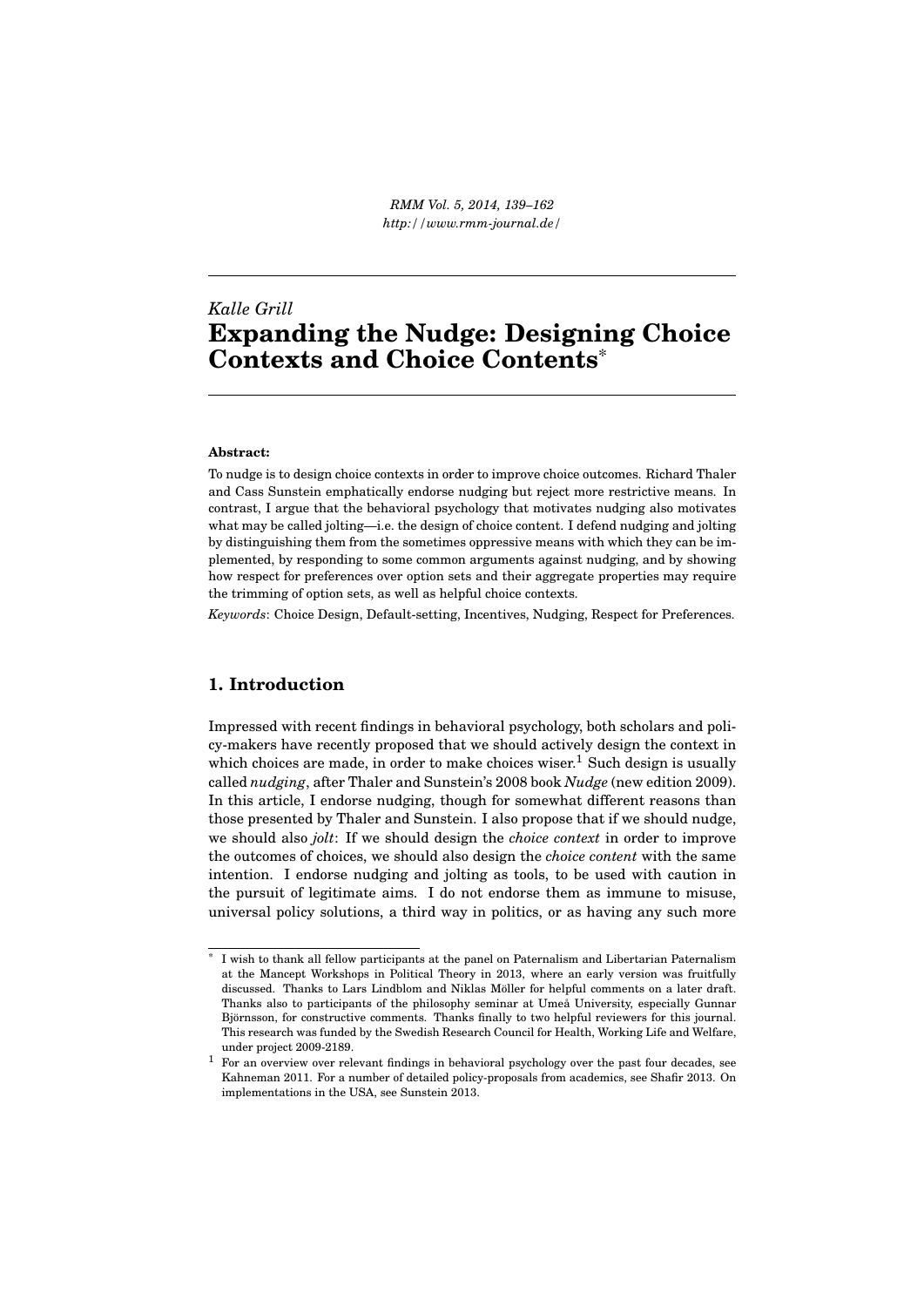*Kalle Grill*

# Expanding the Nudge: Designing Choice Contexts and Choice Contents*

**Abstract:**

To nudge is to design choice contexts in order to improve choice outcomes. Richard Thaler and Cass Sunstein emphatically endorse nudging but reject more restrictive means. In contrast, I argue that the behavioral psychology that motivates nudging also motivates what may be called jolting—i.e. the design of choice content. I defend nudging and jolting by distinguishing them from the sometimes oppressive means with which they can be implemented, by responding to some common arguments against nudging, and by showing how respect for preferences over option sets and their aggregate properties may require the trimming of option sets, as well as helpful choice contexts.

*Keywords*: Choice Design, Default-setting, Incentives, Nudging, Respect for Preferences.

## 1. Introduction

Impressed with recent findings in behavioral psychology, both scholars and policy-makers have recently proposed that we should actively design the context in which choices are made, in order to make choices wiser.[1] Such design is usually called *nudging*, after Thaler and Sunstein's 2008 book *Nudge* (new edition 2009). In this article, I endorse nudging, though for somewhat different reasons than those presented by Thaler and Sunstein. I also propose that if we should nudge, we should also *jolt*: If we should design the *choice context* in order to improve the outcomes of choices, we should also design the *choice content* with the same intention. I endorse nudging and jolting as tools, to be used with caution in the pursuit of legitimate aims. I do not endorse them as immune to misuse, universal policy solutions, a third way in politics, or as having any such more

---

\* I wish to thank all fellow participants at the panel on Paternalism and Libertarian Paternalism at the Mancept Workshops in Political Theory in 2013, where an early version was fruitfully discussed. Thanks to Lars Lindblom and Niklas Möller for helpful comments on a later draft. Thanks also to participants of the philosophy seminar at Umeå University, especially Gunnar Björnsson, for constructive comments. Thanks finally to two helpful reviewers for this journal. This research was funded by the Swedish Research Council for Health, Working Life and Welfare, under project 2009-2189.

[1] For an overview over relevant findings in behavioral psychology over the past four decades, see Kahneman 2011. For a number of detailed policy-proposals from academics, see Shafir 2013. On implementations in the USA, see Sunstein 2013.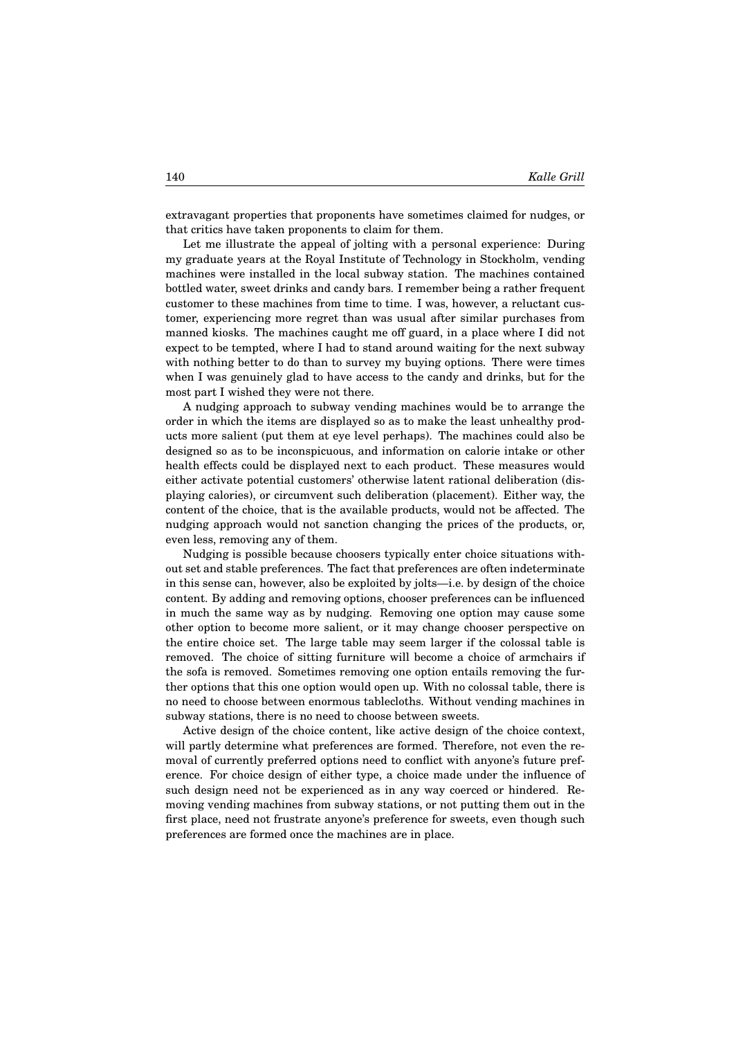extravagant properties that proponents have sometimes claimed for nudges, or that critics have taken proponents to claim for them.

Let me illustrate the appeal of jolting with a personal experience: During my graduate years at the Royal Institute of Technology in Stockholm, vending machines were installed in the local subway station. The machines contained bottled water, sweet drinks and candy bars. I remember being a rather frequent customer to these machines from time to time. I was, however, a reluctant customer, experiencing more regret than was usual after similar purchases from manned kiosks. The machines caught me off guard, in a place where I did not expect to be tempted, where I had to stand around waiting for the next subway with nothing better to do than to survey my buying options. There were times when I was genuinely glad to have access to the candy and drinks, but for the most part I wished they were not there.

A nudging approach to subway vending machines would be to arrange the order in which the items are displayed so as to make the least unhealthy products more salient (put them at eye level perhaps). The machines could also be designed so as to be inconspicuous, and information on calorie intake or other health effects could be displayed next to each product. These measures would either activate potential customers' otherwise latent rational deliberation (displaying calories), or circumvent such deliberation (placement). Either way, the content of the choice, that is the available products, would not be affected. The nudging approach would not sanction changing the prices of the products, or, even less, removing any of them.

Nudging is possible because choosers typically enter choice situations without set and stable preferences. The fact that preferences are often indeterminate in this sense can, however, also be exploited by jolts—i.e. by design of the choice content. By adding and removing options, chooser preferences can be influenced in much the same way as by nudging. Removing one option may cause some other option to become more salient, or it may change chooser perspective on the entire choice set. The large table may seem larger if the colossal table is removed. The choice of sitting furniture will become a choice of armchairs if the sofa is removed. Sometimes removing one option entails removing the further options that this one option would open up. With no colossal table, there is no need to choose between enormous tablecloths. Without vending machines in subway stations, there is no need to choose between sweets.

Active design of the choice content, like active design of the choice context, will partly determine what preferences are formed. Therefore, not even the removal of currently preferred options need to conflict with anyone's future preference. For choice design of either type, a choice made under the influence of such design need not be experienced as in any way coerced or hindered. Removing vending machines from subway stations, or not putting them out in the first place, need not frustrate anyone's preference for sweets, even though such preferences are formed once the machines are in place.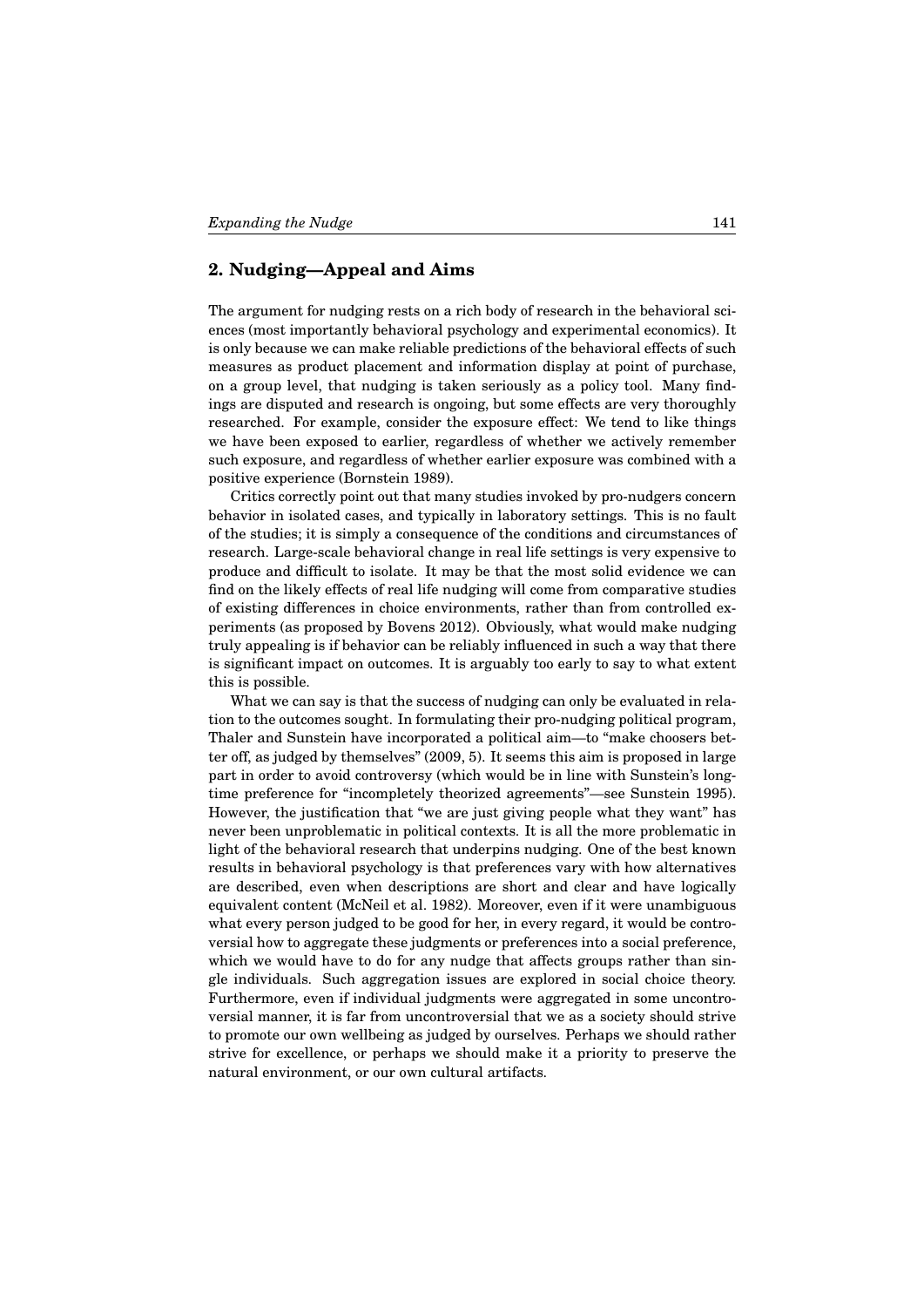## 2. Nudging—Appeal and Aims

The argument for nudging rests on a rich body of research in the behavioral sciences (most importantly behavioral psychology and experimental economics). It is only because we can make reliable predictions of the behavioral effects of such measures as product placement and information display at point of purchase, on a group level, that nudging is taken seriously as a policy tool. Many findings are disputed and research is ongoing, but some effects are very thoroughly researched. For example, consider the exposure effect: We tend to like things we have been exposed to earlier, regardless of whether we actively remember such exposure, and regardless of whether earlier exposure was combined with a positive experience (Bornstein 1989).

Critics correctly point out that many studies invoked by pro-nudgers concern behavior in isolated cases, and typically in laboratory settings. This is no fault of the studies; it is simply a consequence of the conditions and circumstances of research. Large-scale behavioral change in real life settings is very expensive to produce and difficult to isolate. It may be that the most solid evidence we can find on the likely effects of real life nudging will come from comparative studies of existing differences in choice environments, rather than from controlled experiments (as proposed by Bovens 2012). Obviously, what would make nudging truly appealing is if behavior can be reliably influenced in such a way that there is significant impact on outcomes. It is arguably too early to say to what extent this is possible.

What we can say is that the success of nudging can only be evaluated in relation to the outcomes sought. In formulating their pro-nudging political program, Thaler and Sunstein have incorporated a political aim—to "make choosers better off, as judged by themselves" (2009, 5). It seems this aim is proposed in large part in order to avoid controversy (which would be in line with Sunstein's long-time preference for "incompletely theorized agreements"—see Sunstein 1995). However, the justification that "we are just giving people what they want" has never been unproblematic in political contexts. It is all the more problematic in light of the behavioral research that underpins nudging. One of the best known results in behavioral psychology is that preferences vary with how alternatives are described, even when descriptions are short and clear and have logically equivalent content (McNeil et al. 1982). Moreover, even if it were unambiguous what every person judged to be good for her, in every regard, it would be controversial how to aggregate these judgments or preferences into a social preference, which we would have to do for any nudge that affects groups rather than single individuals. Such aggregation issues are explored in social choice theory. Furthermore, even if individual judgments were aggregated in some uncontroversial manner, it is far from uncontroversial that we as a society should strive to promote our own wellbeing as judged by ourselves. Perhaps we should rather strive for excellence, or perhaps we should make it a priority to preserve the natural environment, or our own cultural artifacts.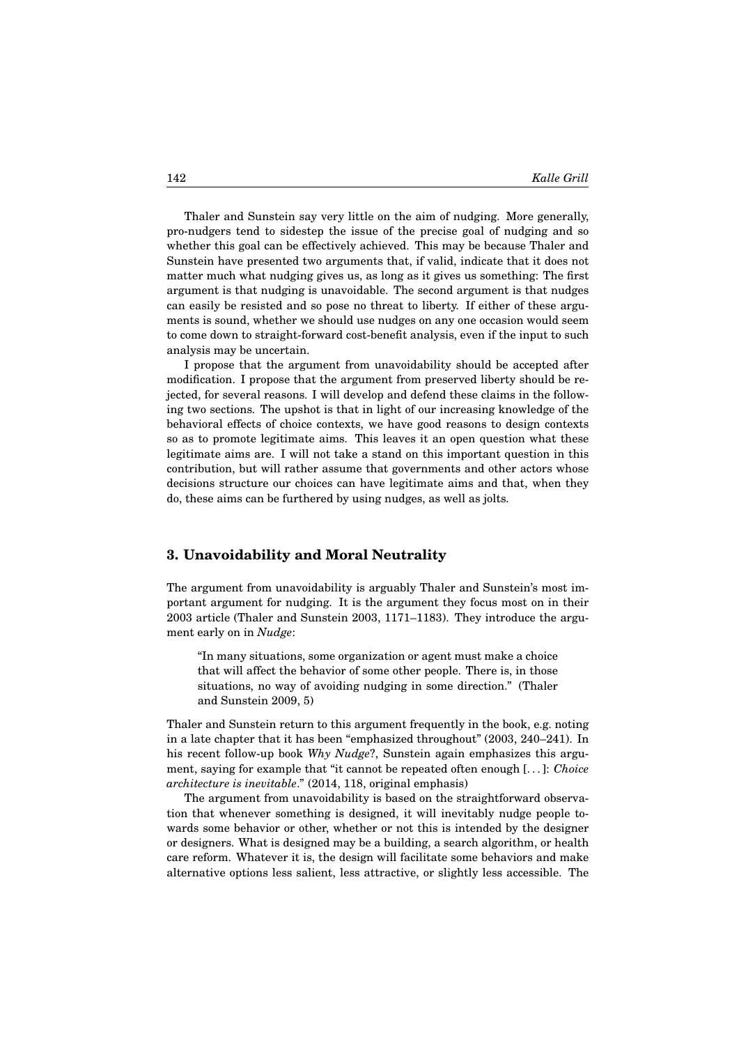Thaler and Sunstein say very little on the aim of nudging. More generally, pro-nudgers tend to sidestep the issue of the precise goal of nudging and so whether this goal can be effectively achieved. This may be because Thaler and Sunstein have presented two arguments that, if valid, indicate that it does not matter much what nudging gives us, as long as it gives us something: The first argument is that nudging is unavoidable. The second argument is that nudges can easily be resisted and so pose no threat to liberty. If either of these arguments is sound, whether we should use nudges on any one occasion would seem to come down to straight-forward cost-benefit analysis, even if the input to such analysis may be uncertain.

I propose that the argument from unavoidability should be accepted after modification. I propose that the argument from preserved liberty should be rejected, for several reasons. I will develop and defend these claims in the following two sections. The upshot is that in light of our increasing knowledge of the behavioral effects of choice contexts, we have good reasons to design contexts so as to promote legitimate aims. This leaves it an open question what these legitimate aims are. I will not take a stand on this important question in this contribution, but will rather assume that governments and other actors whose decisions structure our choices can have legitimate aims and that, when they do, these aims can be furthered by using nudges, as well as jolts.

## 3. Unavoidability and Moral Neutrality

The argument from unavoidability is arguably Thaler and Sunstein's most important argument for nudging. It is the argument they focus most on in their 2003 article (Thaler and Sunstein 2003, 1171–1183). They introduce the argument early on in *Nudge*:

> "In many situations, some organization or agent must make a choice that will affect the behavior of some other people. There is, in those situations, no way of avoiding nudging in some direction." (Thaler and Sunstein 2009, 5)

Thaler and Sunstein return to this argument frequently in the book, e.g. noting in a late chapter that it has been "emphasized throughout" (2003, 240–241). In his recent follow-up book *Why Nudge?*, Sunstein again emphasizes this argument, saying for example that "it cannot be repeated often enough [...]: *Choice architecture is inevitable*." (2014, 118, original emphasis)

The argument from unavoidability is based on the straightforward observation that whenever something is designed, it will inevitably nudge people towards some behavior or other, whether or not this is intended by the designer or designers. What is designed may be a building, a search algorithm, or health care reform. Whatever it is, the design will facilitate some behaviors and make alternative options less salient, less attractive, or slightly less accessible. The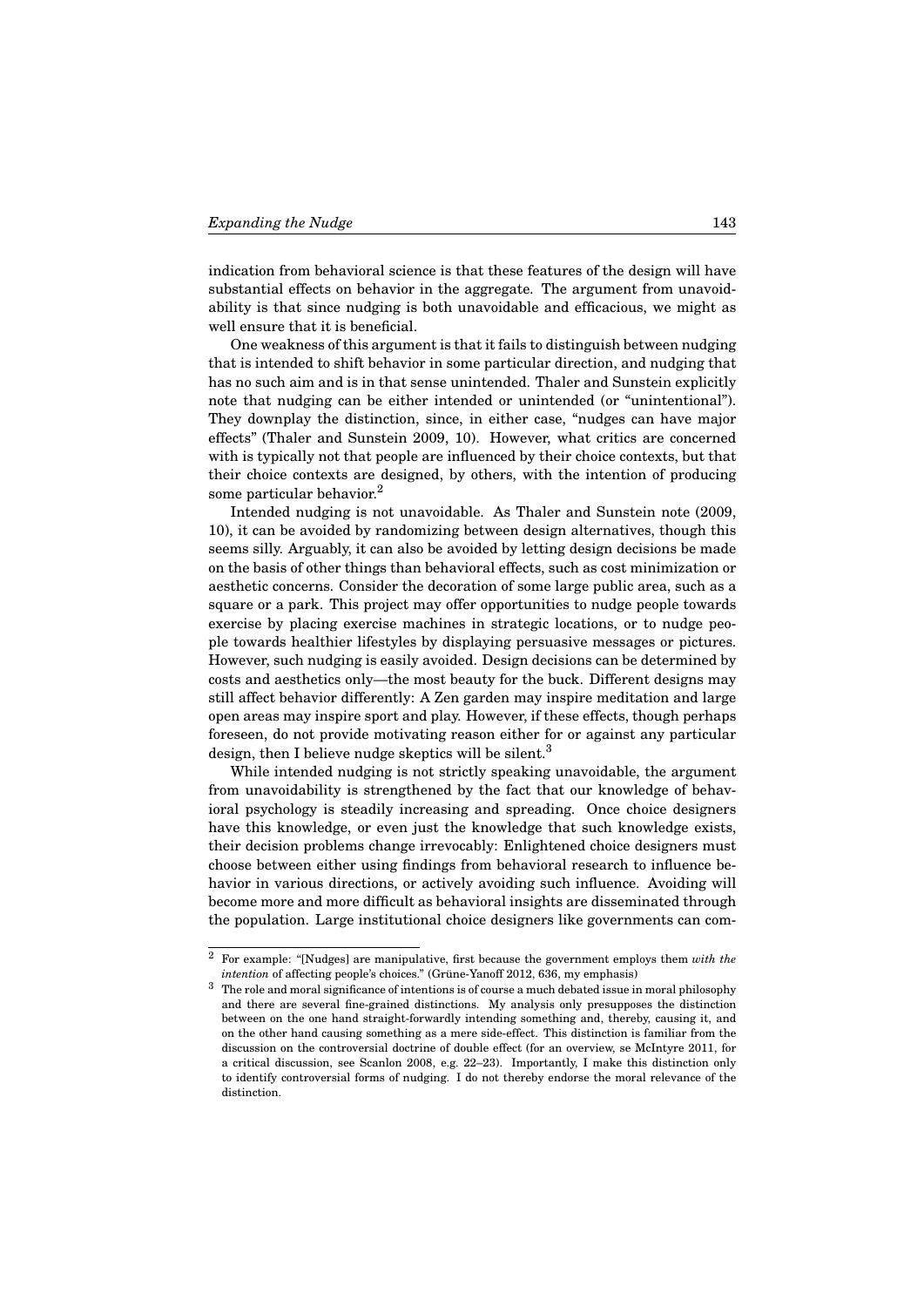indication from behavioral science is that these features of the design will have substantial effects on behavior in the aggregate. The argument from unavoidability is that since nudging is both unavoidable and efficacious, we might as well ensure that it is beneficial.

One weakness of this argument is that it fails to distinguish between nudging that is intended to shift behavior in some particular direction, and nudging that has no such aim and is in that sense unintended. Thaler and Sunstein explicitly note that nudging can be either intended or unintended (or "unintentional"). They downplay the distinction, since, in either case, "nudges can have major effects" (Thaler and Sunstein 2009, 10). However, what critics are concerned with is typically not that people are influenced by their choice contexts, but that their choice contexts are designed, by others, with the intention of producing some particular behavior.[2]

Intended nudging is not unavoidable. As Thaler and Sunstein note (2009, 10), it can be avoided by randomizing between design alternatives, though this seems silly. Arguably, it can also be avoided by letting design decisions be made on the basis of other things than behavioral effects, such as cost minimization or aesthetic concerns. Consider the decoration of some large public area, such as a square or a park. This project may offer opportunities to nudge people towards exercise by placing exercise machines in strategic locations, or to nudge people towards healthier lifestyles by displaying persuasive messages or pictures. However, such nudging is easily avoided. Design decisions can be determined by costs and aesthetics only—the most beauty for the buck. Different designs may still affect behavior differently: A Zen garden may inspire meditation and large open areas may inspire sport and play. However, if these effects, though perhaps foreseen, do not provide motivating reason either for or against any particular design, then I believe nudge skeptics will be silent.[3]

While intended nudging is not strictly speaking unavoidable, the argument from unavoidability is strengthened by the fact that our knowledge of behavioral psychology is steadily increasing and spreading. Once choice designers have this knowledge, or even just the knowledge that such knowledge exists, their decision problems change irrevocably: Enlightened choice designers must choose between either using findings from behavioral research to influence behavior in various directions, or actively avoiding such influence. Avoiding will become more and more difficult as behavioral insights are disseminated through the population. Large institutional choice designers like governments can com-

---

[2] For example: "[Nudges] are manipulative, first because the government employs them *with the intention* of affecting people's choices." (Grüne-Yanoff 2012, 636, my emphasis)

[3] The role and moral significance of intentions is of course a much debated issue in moral philosophy and there are several fine-grained distinctions. My analysis only presupposes the distinction between on the one hand straight-forwardly intending something and, thereby, causing it, and on the other hand causing something as a mere side-effect. This distinction is familiar from the discussion on the controversial doctrine of double effect (for an overview, se McIntyre 2011, for a critical discussion, see Scanlon 2008, e.g. 22–23). Importantly, I make this distinction only to identify controversial forms of nudging. I do not thereby endorse the moral relevance of the distinction.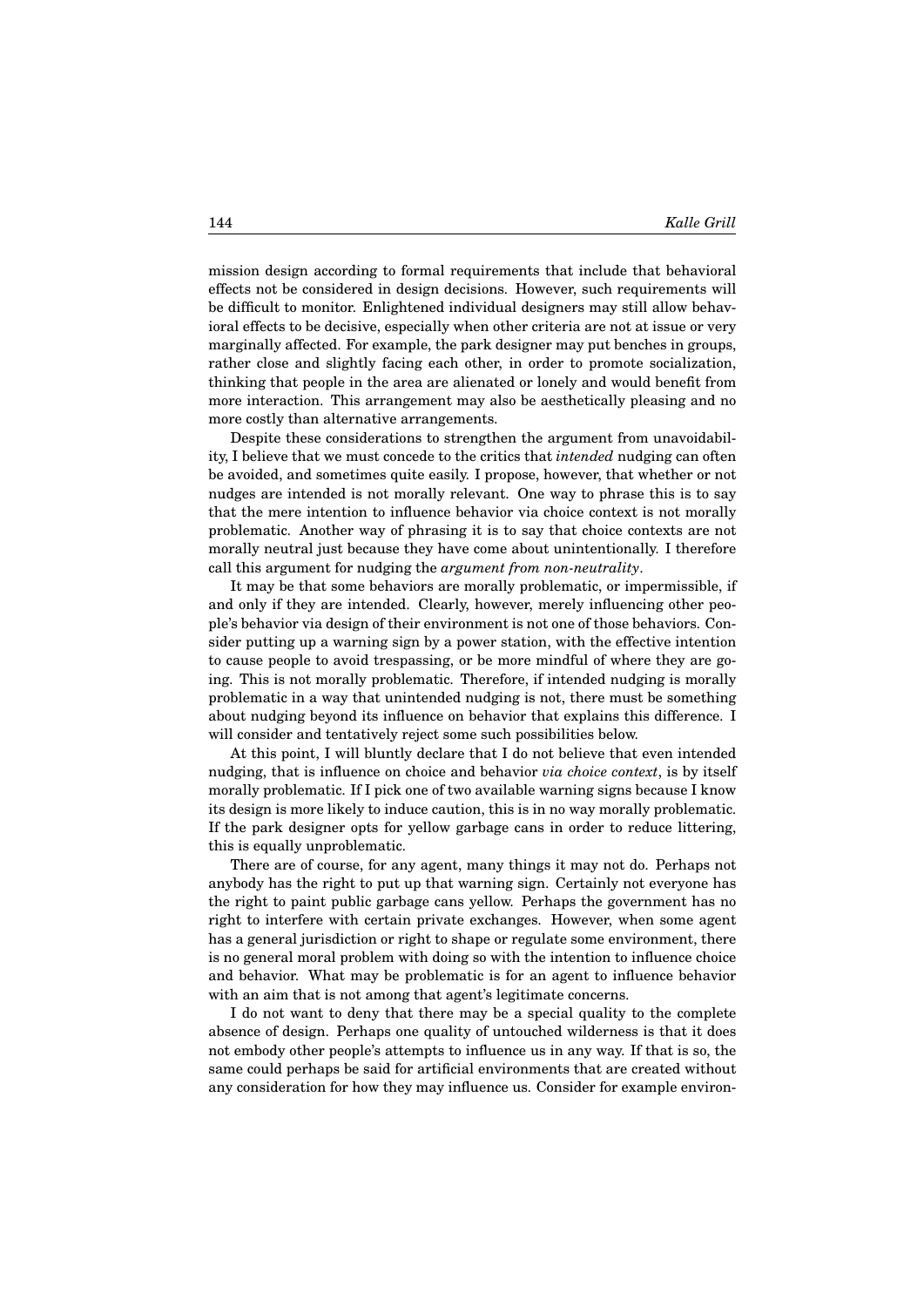mission design according to formal requirements that include that behavioral effects not be considered in design decisions. However, such requirements will be difficult to monitor. Enlightened individual designers may still allow behavioral effects to be decisive, especially when other criteria are not at issue or very marginally affected. For example, the park designer may put benches in groups, rather close and slightly facing each other, in order to promote socialization, thinking that people in the area are alienated or lonely and would benefit from more interaction. This arrangement may also be aesthetically pleasing and no more costly than alternative arrangements.

Despite these considerations to strengthen the argument from unavoidability, I believe that we must concede to the critics that *intended* nudging can often be avoided, and sometimes quite easily. I propose, however, that whether or not nudges are intended is not morally relevant. One way to phrase this is to say that the mere intention to influence behavior via choice context is not morally problematic. Another way of phrasing it is to say that choice contexts are not morally neutral just because they have come about unintentionally. I therefore call this argument for nudging the *argument from non-neutrality*.

It may be that some behaviors are morally problematic, or impermissible, if and only if they are intended. Clearly, however, merely influencing other people's behavior via design of their environment is not one of those behaviors. Consider putting up a warning sign by a power station, with the effective intention to cause people to avoid trespassing, or be more mindful of where they are going. This is not morally problematic. Therefore, if intended nudging is morally problematic in a way that unintended nudging is not, there must be something about nudging beyond its influence on behavior that explains this difference. I will consider and tentatively reject some such possibilities below.

At this point, I will bluntly declare that I do not believe that even intended nudging, that is influence on choice and behavior *via choice context*, is by itself morally problematic. If I pick one of two available warning signs because I know its design is more likely to induce caution, this is in no way morally problematic. If the park designer opts for yellow garbage cans in order to reduce littering, this is equally unproblematic.

There are of course, for any agent, many things it may not do. Perhaps not anybody has the right to put up that warning sign. Certainly not everyone has the right to paint public garbage cans yellow. Perhaps the government has no right to interfere with certain private exchanges. However, when some agent has a general jurisdiction or right to shape or regulate some environment, there is no general moral problem with doing so with the intention to influence choice and behavior. What may be problematic is for an agent to influence behavior with an aim that is not among that agent's legitimate concerns.

I do not want to deny that there may be a special quality to the complete absence of design. Perhaps one quality of untouched wilderness is that it does not embody other people's attempts to influence us in any way. If that is so, the same could perhaps be said for artificial environments that are created without any consideration for how they may influence us. Consider for example environ-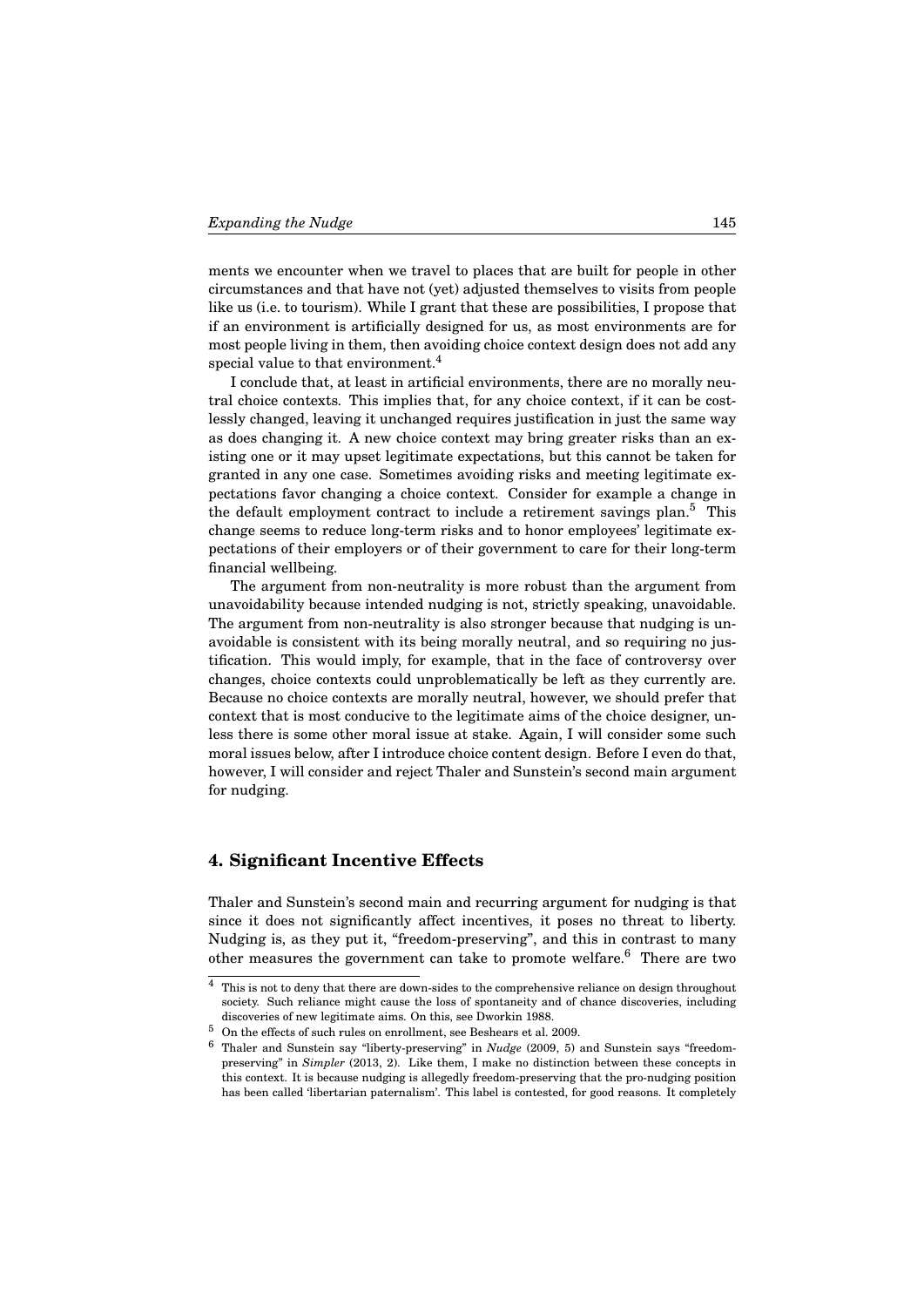ments we encounter when we travel to places that are built for people in other circumstances and that have not (yet) adjusted themselves to visits from people like us (i.e. to tourism). While I grant that these are possibilities, I propose that if an environment is artificially designed for us, as most environments are for most people living in them, then avoiding choice context design does not add any special value to that environment.[4]

I conclude that, at least in artificial environments, there are no morally neutral choice contexts. This implies that, for any choice context, if it can be costlessly changed, leaving it unchanged requires justification in just the same way as does changing it. A new choice context may bring greater risks than an existing one or it may upset legitimate expectations, but this cannot be taken for granted in any one case. Sometimes avoiding risks and meeting legitimate expectations favor changing a choice context. Consider for example a change in the default employment contract to include a retirement savings plan.[5] This change seems to reduce long-term risks and to honor employees' legitimate expectations of their employers or of their government to care for their long-term financial wellbeing.

The argument from non-neutrality is more robust than the argument from unavoidability because intended nudging is not, strictly speaking, unavoidable. The argument from non-neutrality is also stronger because that nudging is unavoidable is consistent with its being morally neutral, and so requiring no justification. This would imply, for example, that in the face of controversy over changes, choice contexts could unproblematically be left as they currently are. Because no choice contexts are morally neutral, however, we should prefer that context that is most conducive to the legitimate aims of the choice designer, unless there is some other moral issue at stake. Again, I will consider some such moral issues below, after I introduce choice content design. Before I even do that, however, I will consider and reject Thaler and Sunstein's second main argument for nudging.

## 4. Significant Incentive Effects

Thaler and Sunstein's second main and recurring argument for nudging is that since it does not significantly affect incentives, it poses no threat to liberty. Nudging is, as they put it, "freedom-preserving", and this in contrast to many other measures the government can take to promote welfare.[6] There are two

---

[4] This is not to deny that there are down-sides to the comprehensive reliance on design throughout society. Such reliance might cause the loss of spontaneity and of chance discoveries, including discoveries of new legitimate aims. On this, see Dworkin 1988.

[5] On the effects of such rules on enrollment, see Beshears et al. 2009.

[6] Thaler and Sunstein say "liberty-preserving" in *Nudge* (2009, 5) and Sunstein says "freedom-preserving" in *Simpler* (2013, 2). Like them, I make no distinction between these concepts in this context. It is because nudging is allegedly freedom-preserving that the pro-nudging position has been called 'libertarian paternalism'. This label is contested, for good reasons. It completely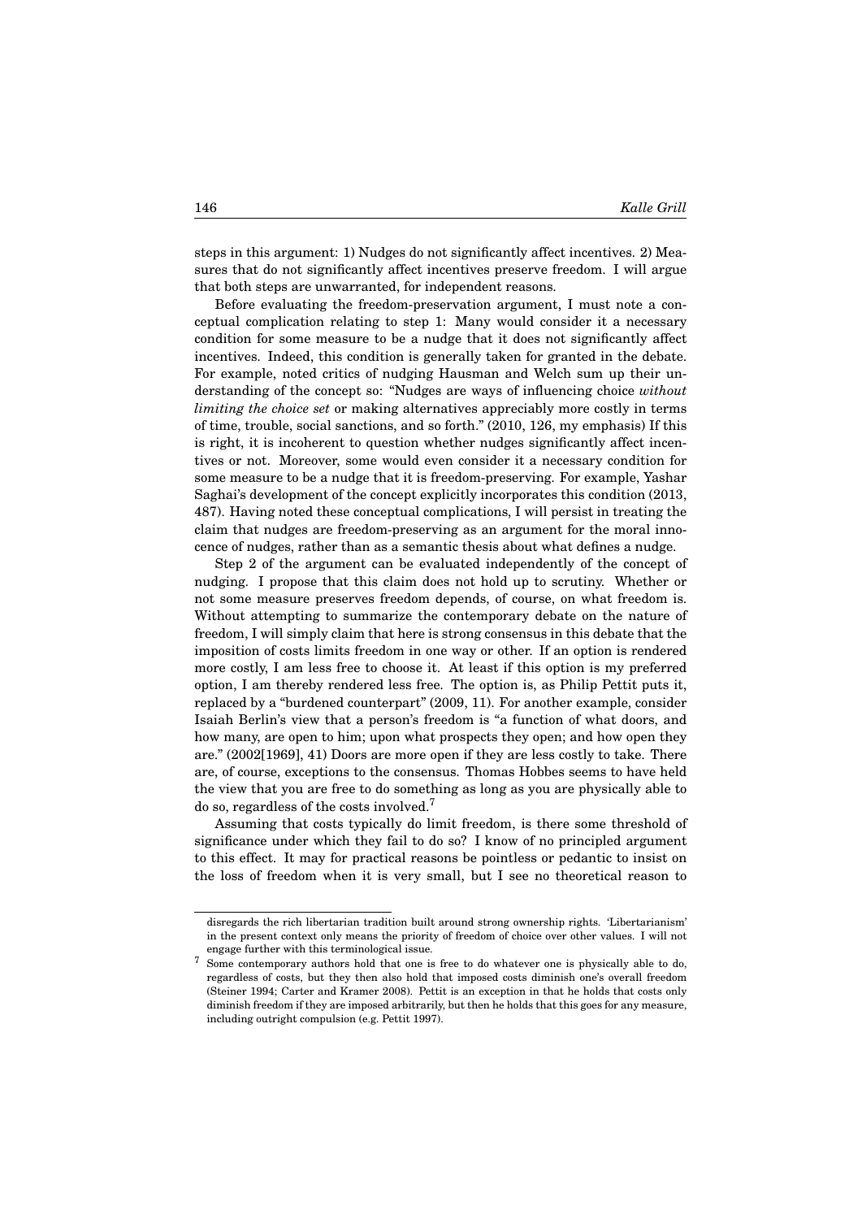steps in this argument: 1) Nudges do not significantly affect incentives. 2) Measures that do not significantly affect incentives preserve freedom. I will argue that both steps are unwarranted, for independent reasons.

Before evaluating the freedom-preservation argument, I must note a conceptual complication relating to step 1: Many would consider it a necessary condition for some measure to be a nudge that it does not significantly affect incentives. Indeed, this condition is generally taken for granted in the debate. For example, noted critics of nudging Hausman and Welch sum up their understanding of the concept so: "Nudges are ways of influencing choice *without limiting the choice set* or making alternatives appreciably more costly in terms of time, trouble, social sanctions, and so forth." (2010, 126, my emphasis) If this is right, it is incoherent to question whether nudges significantly affect incentives or not. Moreover, some would even consider it a necessary condition for some measure to be a nudge that it is freedom-preserving. For example, Yashar Saghai's development of the concept explicitly incorporates this condition (2013, 487). Having noted these conceptual complications, I will persist in treating the claim that nudges are freedom-preserving as an argument for the moral innocence of nudges, rather than as a semantic thesis about what defines a nudge.

Step 2 of the argument can be evaluated independently of the concept of nudging. I propose that this claim does not hold up to scrutiny. Whether or not some measure preserves freedom depends, of course, on what freedom is. Without attempting to summarize the contemporary debate on the nature of freedom, I will simply claim that here is strong consensus in this debate that the imposition of costs limits freedom in one way or other. If an option is rendered more costly, I am less free to choose it. At least if this option is my preferred option, I am thereby rendered less free. The option is, as Philip Pettit puts it, replaced by a "burdened counterpart" (2009, 11). For another example, consider Isaiah Berlin's view that a person's freedom is "a function of what doors, and how many, are open to him; upon what prospects they open; and how open they are." (2002[1969], 41) Doors are more open if they are less costly to take. There are, of course, exceptions to the consensus. Thomas Hobbes seems to have held the view that you are free to do something as long as you are physically able to do so, regardless of the costs involved.[7]

Assuming that costs typically do limit freedom, is there some threshold of significance under which they fail to do so? I know of no principled argument to this effect. It may for practical reasons be pointless or pedantic to insist on the loss of freedom when it is very small, but I see no theoretical reason to

---

disregards the rich libertarian tradition built around strong ownership rights. 'Libertarianism' in the present context only means the priority of freedom of choice over other values. I will not engage further with this terminological issue.

[7] Some contemporary authors hold that one is free to do whatever one is physically able to do, regardless of costs, but they then also hold that imposed costs diminish one's overall freedom (Steiner 1994; Carter and Kramer 2008). Pettit is an exception in that he holds that costs only diminish freedom if they are imposed arbitrarily, but then he holds that this goes for any measure, including outright compulsion (e.g. Pettit 1997).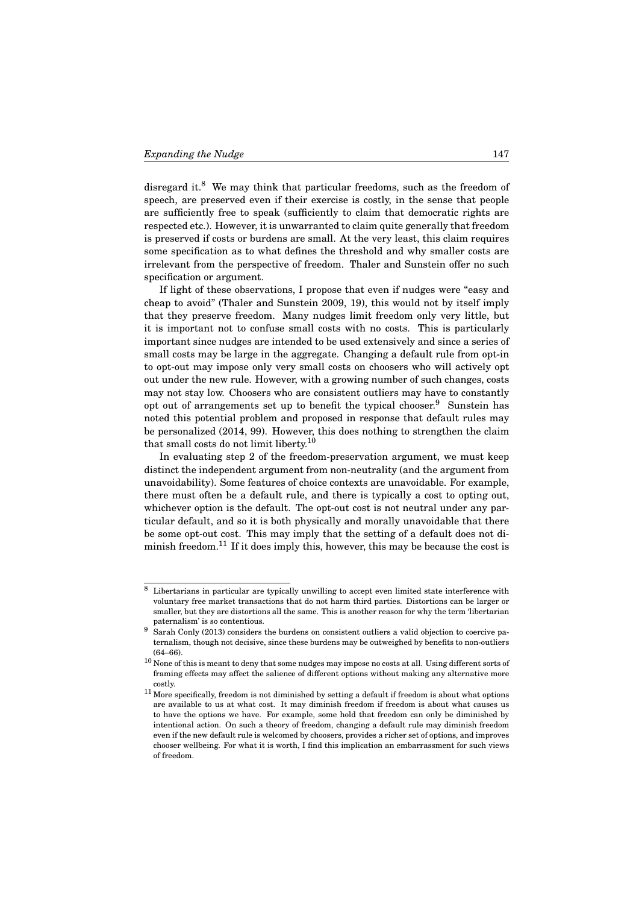disregard it.[8] We may think that particular freedoms, such as the freedom of speech, are preserved even if their exercise is costly, in the sense that people are sufficiently free to speak (sufficiently to claim that democratic rights are respected etc.). However, it is unwarranted to claim quite generally that freedom is preserved if costs or burdens are small. At the very least, this claim requires some specification as to what defines the threshold and why smaller costs are irrelevant from the perspective of freedom. Thaler and Sunstein offer no such specification or argument.

If light of these observations, I propose that even if nudges were "easy and cheap to avoid" (Thaler and Sunstein 2009, 19), this would not by itself imply that they preserve freedom. Many nudges limit freedom only very little, but it is important not to confuse small costs with no costs. This is particularly important since nudges are intended to be used extensively and since a series of small costs may be large in the aggregate. Changing a default rule from opt-in to opt-out may impose only very small costs on choosers who will actively opt out under the new rule. However, with a growing number of such changes, costs may not stay low. Choosers who are consistent outliers may have to constantly opt out of arrangements set up to benefit the typical chooser.[9] Sunstein has noted this potential problem and proposed in response that default rules may be personalized (2014, 99). However, this does nothing to strengthen the claim that small costs do not limit liberty.[10]

In evaluating step 2 of the freedom-preservation argument, we must keep distinct the independent argument from non-neutrality (and the argument from unavoidability). Some features of choice contexts are unavoidable. For example, there must often be a default rule, and there is typically a cost to opting out, whichever option is the default. The opt-out cost is not neutral under any particular default, and so it is both physically and morally unavoidable that there be some opt-out cost. This may imply that the setting of a default does not diminish freedom.[11] If it does imply this, however, this may be because the cost is

---

[8] Libertarians in particular are typically unwilling to accept even limited state interference with voluntary free market transactions that do not harm third parties. Distortions can be larger or smaller, but they are distortions all the same. This is another reason for why the term 'libertarian paternalism' is so contentious.

[9] Sarah Conly (2013) considers the burdens on consistent outliers a valid objection to coercive paternalism, though not decisive, since these burdens may be outweighed by benefits to non-outliers (64–66).

[10] None of this is meant to deny that some nudges may impose no costs at all. Using different sorts of framing effects may affect the salience of different options without making any alternative more costly.

[11] More specifically, freedom is not diminished by setting a default if freedom is about what options are available to us at what cost. It may diminish freedom if freedom is about what causes us to have the options we have. For example, some hold that freedom can only be diminished by intentional action. On such a theory of freedom, changing a default rule may diminish freedom even if the new default rule is welcomed by choosers, provides a richer set of options, and improves chooser wellbeing. For what it is worth, I find this implication an embarrassment for such views of freedom.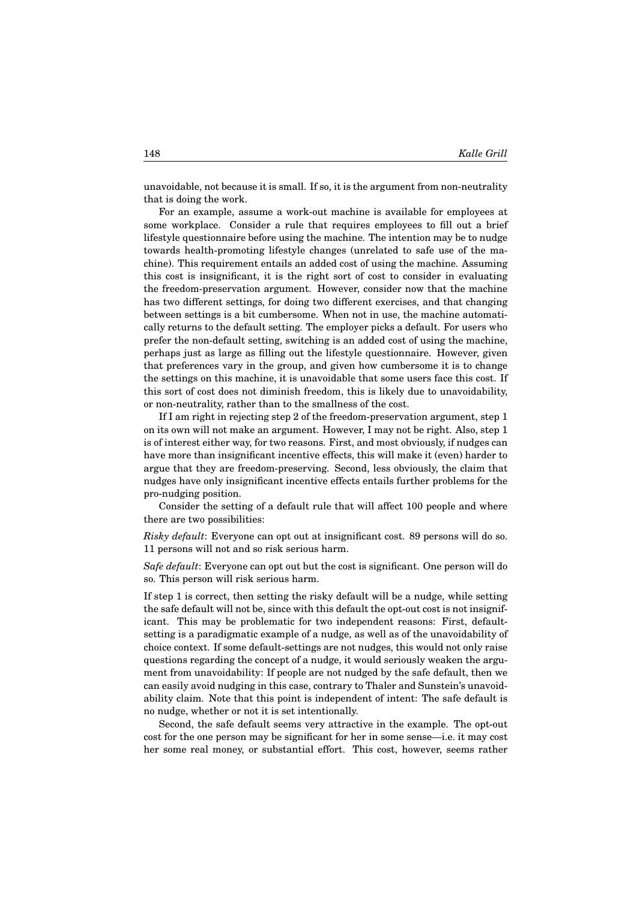unavoidable, not because it is small. If so, it is the argument from non-neutrality that is doing the work.

For an example, assume a work-out machine is available for employees at some workplace. Consider a rule that requires employees to fill out a brief lifestyle questionnaire before using the machine. The intention may be to nudge towards health-promoting lifestyle changes (unrelated to safe use of the machine). This requirement entails an added cost of using the machine. Assuming this cost is insignificant, it is the right sort of cost to consider in evaluating the freedom-preservation argument. However, consider now that the machine has two different settings, for doing two different exercises, and that changing between settings is a bit cumbersome. When not in use, the machine automatically returns to the default setting. The employer picks a default. For users who prefer the non-default setting, switching is an added cost of using the machine, perhaps just as large as filling out the lifestyle questionnaire. However, given that preferences vary in the group, and given how cumbersome it is to change the settings on this machine, it is unavoidable that some users face this cost. If this sort of cost does not diminish freedom, this is likely due to unavoidability, or non-neutrality, rather than to the smallness of the cost.

If I am right in rejecting step 2 of the freedom-preservation argument, step 1 on its own will not make an argument. However, I may not be right. Also, step 1 is of interest either way, for two reasons. First, and most obviously, if nudges can have more than insignificant incentive effects, this will make it (even) harder to argue that they are freedom-preserving. Second, less obviously, the claim that nudges have only insignificant incentive effects entails further problems for the pro-nudging position.

Consider the setting of a default rule that will affect 100 people and where there are two possibilities:

*Risky default*: Everyone can opt out at insignificant cost. 89 persons will do so. 11 persons will not and so risk serious harm.

*Safe default*: Everyone can opt out but the cost is significant. One person will do so. This person will risk serious harm.

If step 1 is correct, then setting the risky default will be a nudge, while setting the safe default will not be, since with this default the opt-out cost is not insignificant. This may be problematic for two independent reasons: First, default-setting is a paradigmatic example of a nudge, as well as of the unavoidability of choice context. If some default-settings are not nudges, this would not only raise questions regarding the concept of a nudge, it would seriously weaken the argument from unavoidability: If people are not nudged by the safe default, then we can easily avoid nudging in this case, contrary to Thaler and Sunstein's unavoidability claim. Note that this point is independent of intent: The safe default is no nudge, whether or not it is set intentionally.

Second, the safe default seems very attractive in the example. The opt-out cost for the one person may be significant for her in some sense—i.e. it may cost her some real money, or substantial effort. This cost, however, seems rather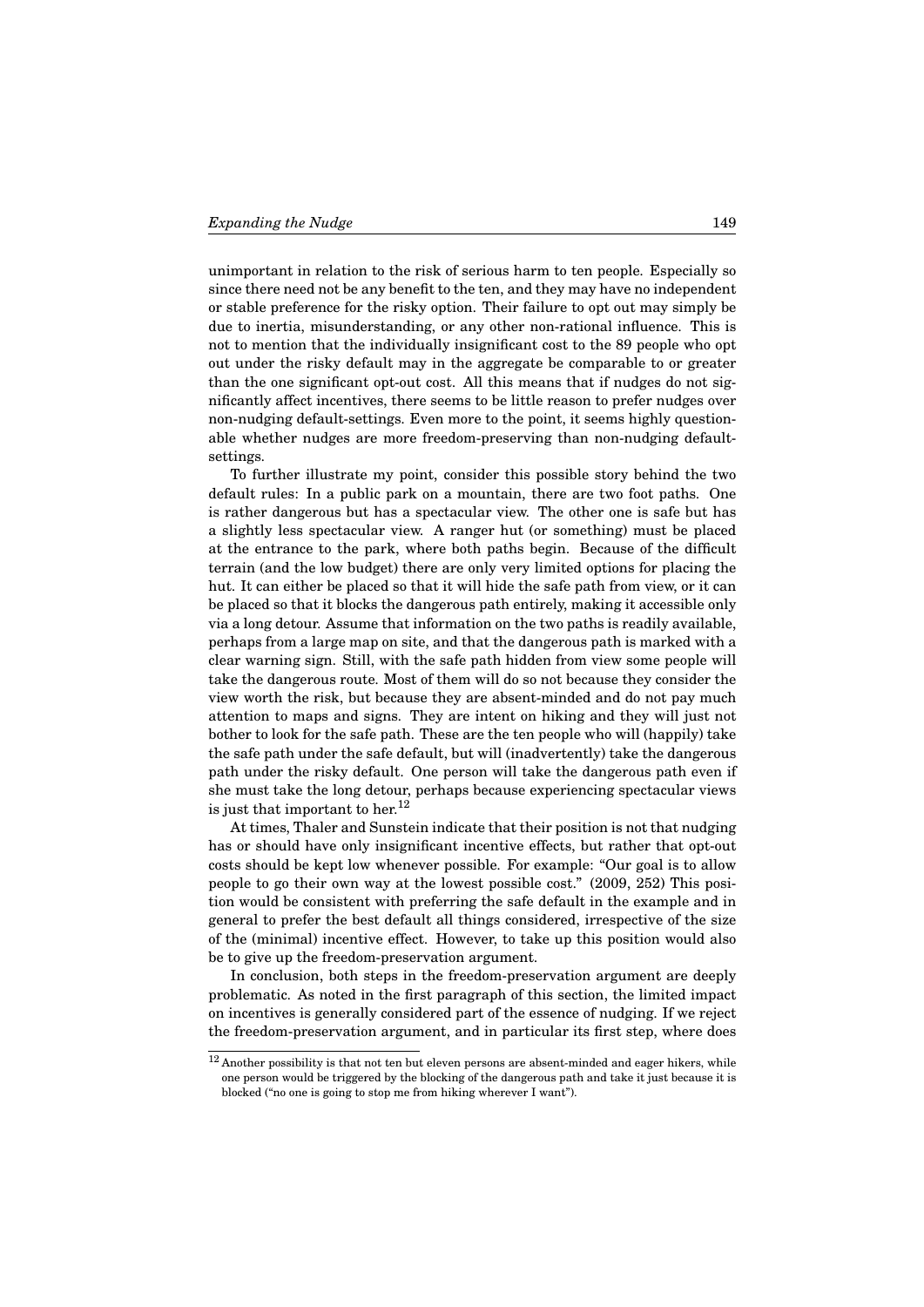unimportant in relation to the risk of serious harm to ten people. Especially so since there need not be any benefit to the ten, and they may have no independent or stable preference for the risky option. Their failure to opt out may simply be due to inertia, misunderstanding, or any other non-rational influence. This is not to mention that the individually insignificant cost to the 89 people who opt out under the risky default may in the aggregate be comparable to or greater than the one significant opt-out cost. All this means that if nudges do not significantly affect incentives, there seems to be little reason to prefer nudges over non-nudging default-settings. Even more to the point, it seems highly questionable whether nudges are more freedom-preserving than non-nudging default-settings.

To further illustrate my point, consider this possible story behind the two default rules: In a public park on a mountain, there are two foot paths. One is rather dangerous but has a spectacular view. The other one is safe but has a slightly less spectacular view. A ranger hut (or something) must be placed at the entrance to the park, where both paths begin. Because of the difficult terrain (and the low budget) there are only very limited options for placing the hut. It can either be placed so that it will hide the safe path from view, or it can be placed so that it blocks the dangerous path entirely, making it accessible only via a long detour. Assume that information on the two paths is readily available, perhaps from a large map on site, and that the dangerous path is marked with a clear warning sign. Still, with the safe path hidden from view some people will take the dangerous route. Most of them will do so not because they consider the view worth the risk, but because they are absent-minded and do not pay much attention to maps and signs. They are intent on hiking and they will just not bother to look for the safe path. These are the ten people who will (happily) take the safe path under the safe default, but will (inadvertently) take the dangerous path under the risky default. One person will take the dangerous path even if she must take the long detour, perhaps because experiencing spectacular views is just that important to her.[12]

At times, Thaler and Sunstein indicate that their position is not that nudging has or should have only insignificant incentive effects, but rather that opt-out costs should be kept low whenever possible. For example: "Our goal is to allow people to go their own way at the lowest possible cost." (2009, 252) This position would be consistent with preferring the safe default in the example and in general to prefer the best default all things considered, irrespective of the size of the (minimal) incentive effect. However, to take up this position would also be to give up the freedom-preservation argument.

In conclusion, both steps in the freedom-preservation argument are deeply problematic. As noted in the first paragraph of this section, the limited impact on incentives is generally considered part of the essence of nudging. If we reject the freedom-preservation argument, and in particular its first step, where does

[12] Another possibility is that not ten but eleven persons are absent-minded and eager hikers, while one person would be triggered by the blocking of the dangerous path and take it just because it is blocked ("no one is going to stop me from hiking wherever I want").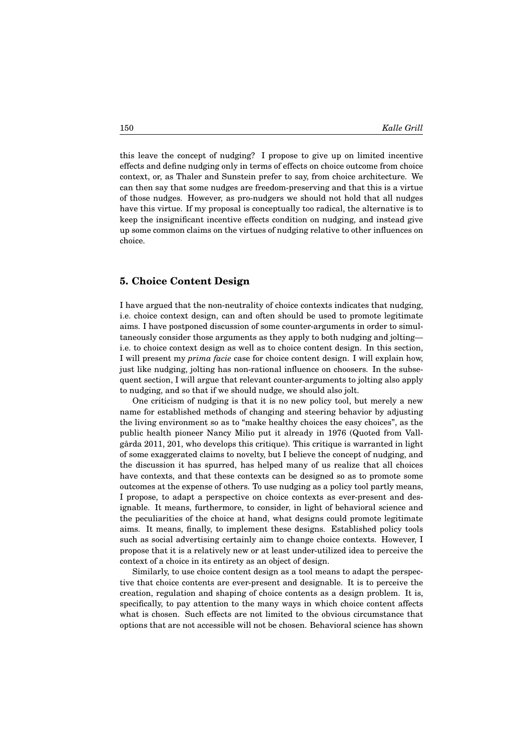this leave the concept of nudging? I propose to give up on limited incentive effects and define nudging only in terms of effects on choice outcome from choice context, or, as Thaler and Sunstein prefer to say, from choice architecture. We can then say that some nudges are freedom-preserving and that this is a virtue of those nudges. However, as pro-nudgers we should not hold that all nudges have this virtue. If my proposal is conceptually too radical, the alternative is to keep the insignificant incentive effects condition on nudging, and instead give up some common claims on the virtues of nudging relative to other influences on choice.

## 5. Choice Content Design

I have argued that the non-neutrality of choice contexts indicates that nudging, i.e. choice context design, can and often should be used to promote legitimate aims. I have postponed discussion of some counter-arguments in order to simultaneously consider those arguments as they apply to both nudging and jolting—i.e. to choice context design as well as to choice content design. In this section, I will present my *prima facie* case for choice content design. I will explain how, just like nudging, jolting has non-rational influence on choosers. In the subsequent section, I will argue that relevant counter-arguments to jolting also apply to nudging, and so that if we should nudge, we should also jolt.

One criticism of nudging is that it is no new policy tool, but merely a new name for established methods of changing and steering behavior by adjusting the living environment so as to "make healthy choices the easy choices", as the public health pioneer Nancy Milio put it already in 1976 (Quoted from Vallgårda 2011, 201, who develops this critique). This critique is warranted in light of some exaggerated claims to novelty, but I believe the concept of nudging, and the discussion it has spurred, has helped many of us realize that all choices have contexts, and that these contexts can be designed so as to promote some outcomes at the expense of others. To use nudging as a policy tool partly means, I propose, to adapt a perspective on choice contexts as ever-present and designable. It means, furthermore, to consider, in light of behavioral science and the peculiarities of the choice at hand, what designs could promote legitimate aims. It means, finally, to implement these designs. Established policy tools such as social advertising certainly aim to change choice contexts. However, I propose that it is a relatively new or at least under-utilized idea to perceive the context of a choice in its entirety as an object of design.

Similarly, to use choice content design as a tool means to adapt the perspective that choice contents are ever-present and designable. It is to perceive the creation, regulation and shaping of choice contents as a design problem. It is, specifically, to pay attention to the many ways in which choice content affects what is chosen. Such effects are not limited to the obvious circumstance that options that are not accessible will not be chosen. Behavioral science has shown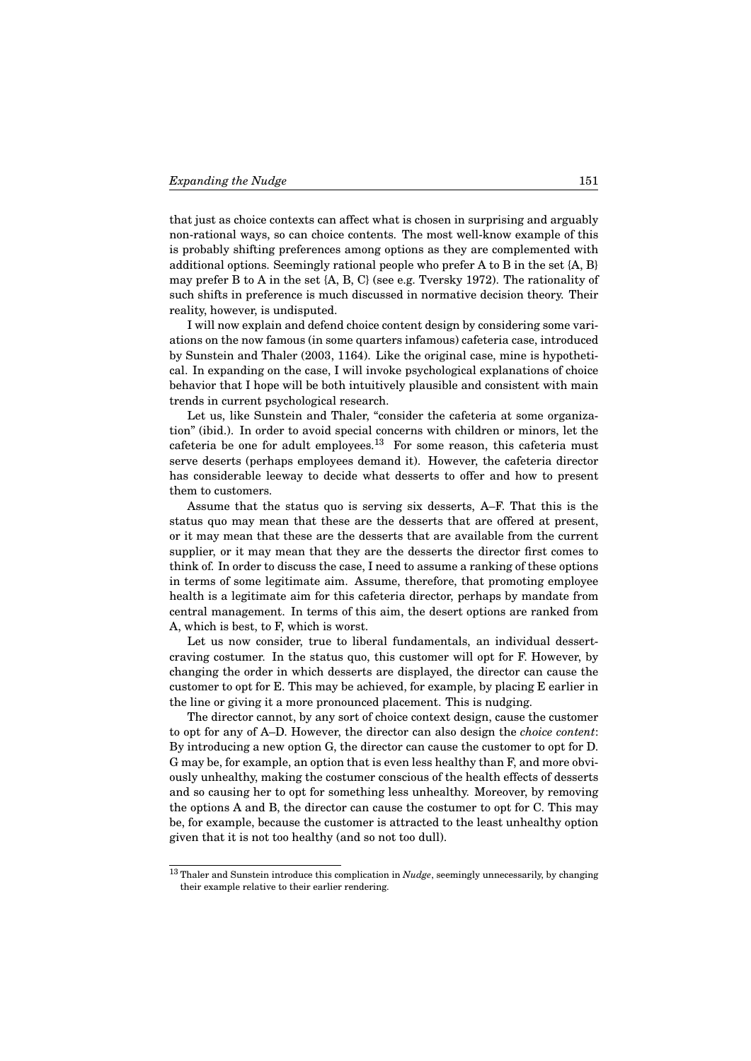that just as choice contexts can affect what is chosen in surprising and arguably non-rational ways, so can choice contents. The most well-know example of this is probably shifting preferences among options as they are complemented with additional options. Seemingly rational people who prefer A to B in the set {A, B} may prefer B to A in the set {A, B, C} (see e.g. Tversky 1972). The rationality of such shifts in preference is much discussed in normative decision theory. Their reality, however, is undisputed.

I will now explain and defend choice content design by considering some variations on the now famous (in some quarters infamous) cafeteria case, introduced by Sunstein and Thaler (2003, 1164). Like the original case, mine is hypothetical. In expanding on the case, I will invoke psychological explanations of choice behavior that I hope will be both intuitively plausible and consistent with main trends in current psychological research.

Let us, like Sunstein and Thaler, "consider the cafeteria at some organization" (ibid.). In order to avoid special concerns with children or minors, let the cafeteria be one for adult employees.[13] For some reason, this cafeteria must serve deserts (perhaps employees demand it). However, the cafeteria director has considerable leeway to decide what desserts to offer and how to present them to customers.

Assume that the status quo is serving six desserts, A–F. That this is the status quo may mean that these are the desserts that are offered at present, or it may mean that these are the desserts that are available from the current supplier, or it may mean that they are the desserts the director first comes to think of. In order to discuss the case, I need to assume a ranking of these options in terms of some legitimate aim. Assume, therefore, that promoting employee health is a legitimate aim for this cafeteria director, perhaps by mandate from central management. In terms of this aim, the desert options are ranked from A, which is best, to F, which is worst.

Let us now consider, true to liberal fundamentals, an individual dessert-craving costumer. In the status quo, this customer will opt for F. However, by changing the order in which desserts are displayed, the director can cause the customer to opt for E. This may be achieved, for example, by placing E earlier in the line or giving it a more pronounced placement. This is nudging.

The director cannot, by any sort of choice context design, cause the customer to opt for any of A–D. However, the director can also design the *choice content*: By introducing a new option G, the director can cause the customer to opt for D. G may be, for example, an option that is even less healthy than F, and more obviously unhealthy, making the costumer conscious of the health effects of desserts and so causing her to opt for something less unhealthy. Moreover, by removing the options A and B, the director can cause the costumer to opt for C. This may be, for example, because the customer is attracted to the least unhealthy option given that it is not too healthy (and so not too dull).

[13] Thaler and Sunstein introduce this complication in *Nudge*, seemingly unnecessarily, by changing their example relative to their earlier rendering.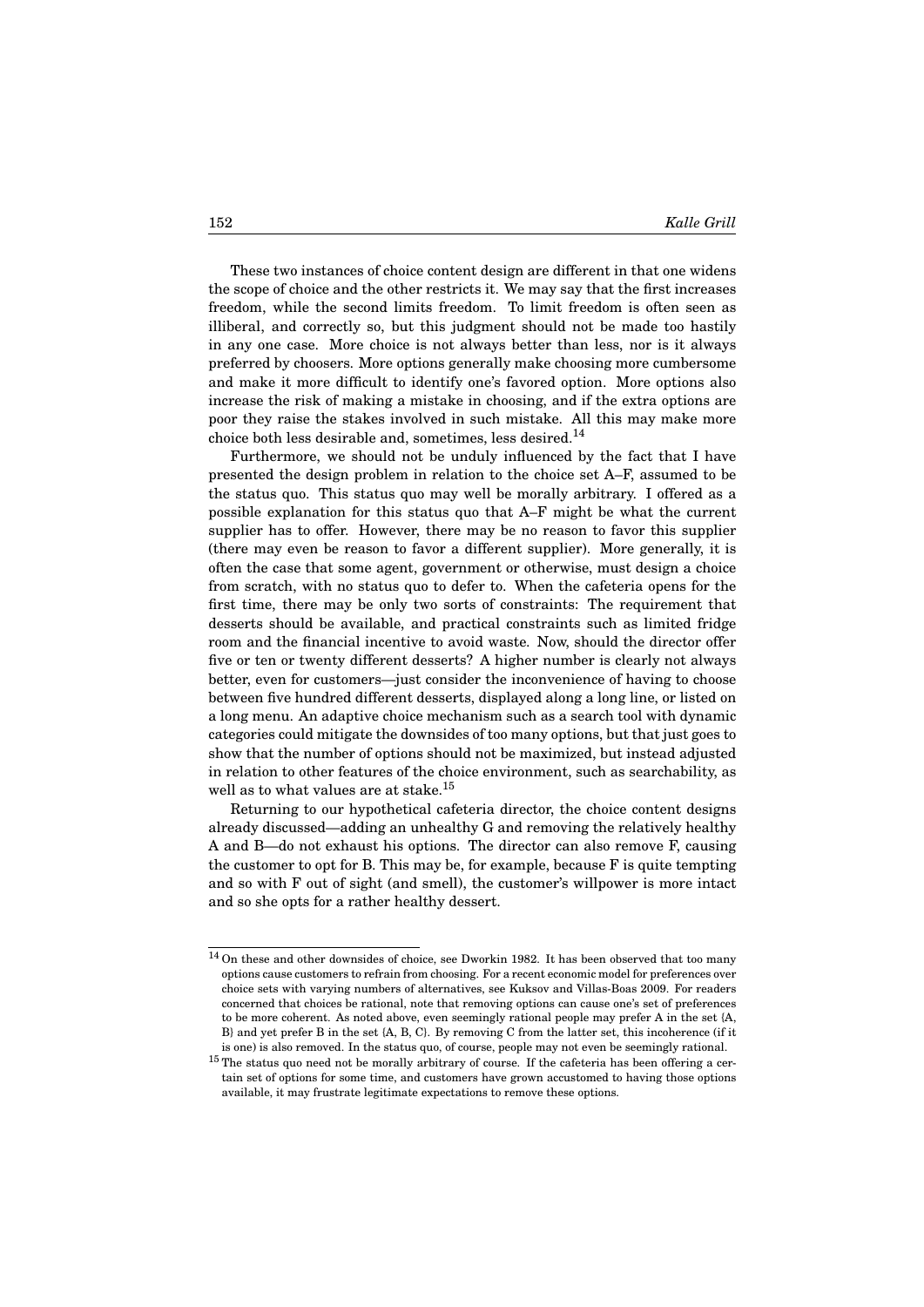These two instances of choice content design are different in that one widens the scope of choice and the other restricts it. We may say that the first increases freedom, while the second limits freedom. To limit freedom is often seen as illiberal, and correctly so, but this judgment should not be made too hastily in any one case. More choice is not always better than less, nor is it always preferred by choosers. More options generally make choosing more cumbersome and make it more difficult to identify one's favored option. More options also increase the risk of making a mistake in choosing, and if the extra options are poor they raise the stakes involved in such mistake. All this may make more choice both less desirable and, sometimes, less desired.[14]

Furthermore, we should not be unduly influenced by the fact that I have presented the design problem in relation to the choice set A–F, assumed to be the status quo. This status quo may well be morally arbitrary. I offered as a possible explanation for this status quo that A–F might be what the current supplier has to offer. However, there may be no reason to favor this supplier (there may even be reason to favor a different supplier). More generally, it is often the case that some agent, government or otherwise, must design a choice from scratch, with no status quo to defer to. When the cafeteria opens for the first time, there may be only two sorts of constraints: The requirement that desserts should be available, and practical constraints such as limited fridge room and the financial incentive to avoid waste. Now, should the director offer five or ten or twenty different desserts? A higher number is clearly not always better, even for customers—just consider the inconvenience of having to choose between five hundred different desserts, displayed along a long line, or listed on a long menu. An adaptive choice mechanism such as a search tool with dynamic categories could mitigate the downsides of too many options, but that just goes to show that the number of options should not be maximized, but instead adjusted in relation to other features of the choice environment, such as searchability, as well as to what values are at stake.[15]

Returning to our hypothetical cafeteria director, the choice content designs already discussed—adding an unhealthy G and removing the relatively healthy A and B—do not exhaust his options. The director can also remove F, causing the customer to opt for B. This may be, for example, because F is quite tempting and so with F out of sight (and smell), the customer's willpower is more intact and so she opts for a rather healthy dessert.

---

[14] On these and other downsides of choice, see Dworkin 1982. It has been observed that too many options cause customers to refrain from choosing. For a recent economic model for preferences over choice sets with varying numbers of alternatives, see Kuksov and Villas-Boas 2009. For readers concerned that choices be rational, note that removing options can cause one's set of preferences to be more coherent. As noted above, even seemingly rational people may prefer A in the set {A, B} and yet prefer B in the set {A, B, C}. By removing C from the latter set, this incoherence (if it is one) is also removed. In the status quo, of course, people may not even be seemingly rational.

[15] The status quo need not be morally arbitrary of course. If the cafeteria has been offering a certain set of options for some time, and customers have grown accustomed to having those options available, it may frustrate legitimate expectations to remove these options.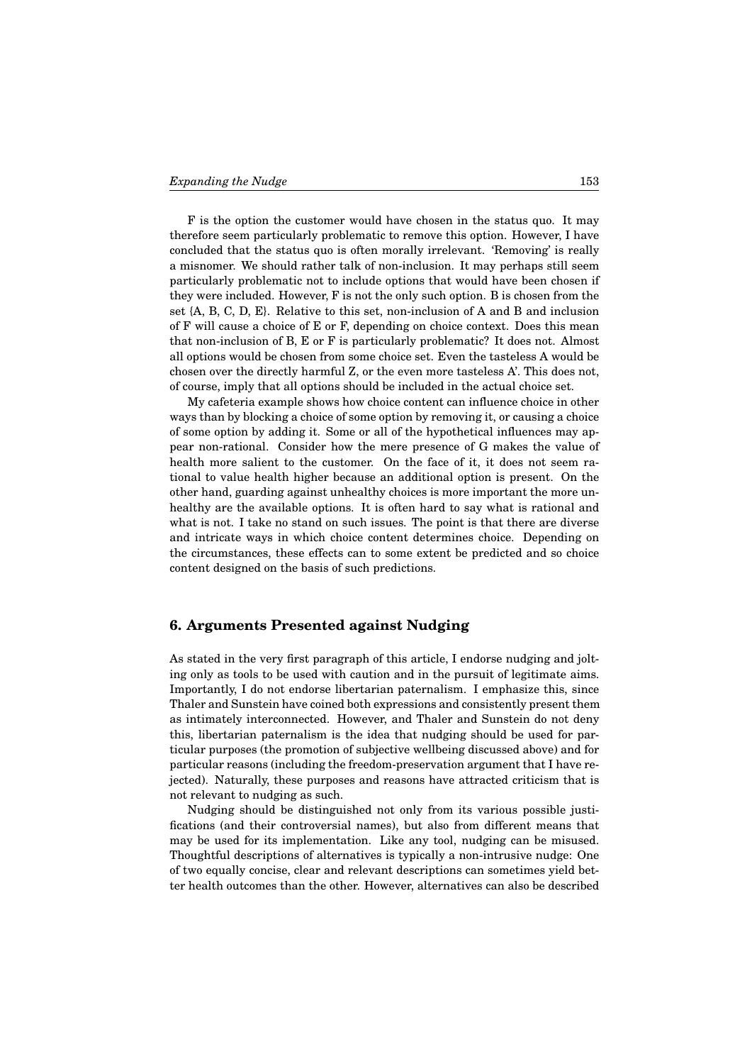F is the option the customer would have chosen in the status quo. It may therefore seem particularly problematic to remove this option. However, I have concluded that the status quo is often morally irrelevant. 'Removing' is really a misnomer. We should rather talk of non-inclusion. It may perhaps still seem particularly problematic not to include options that would have been chosen if they were included. However, F is not the only such option. B is chosen from the set {A, B, C, D, E}. Relative to this set, non-inclusion of A and B and inclusion of F will cause a choice of E or F, depending on choice context. Does this mean that non-inclusion of B, E or F is particularly problematic? It does not. Almost all options would be chosen from some choice set. Even the tasteless A would be chosen over the directly harmful Z, or the even more tasteless A'. This does not, of course, imply that all options should be included in the actual choice set.

My cafeteria example shows how choice content can influence choice in other ways than by blocking a choice of some option by removing it, or causing a choice of some option by adding it. Some or all of the hypothetical influences may appear non-rational. Consider how the mere presence of G makes the value of health more salient to the customer. On the face of it, it does not seem rational to value health higher because an additional option is present. On the other hand, guarding against unhealthy choices is more important the more unhealthy are the available options. It is often hard to say what is rational and what is not. I take no stand on such issues. The point is that there are diverse and intricate ways in which choice content determines choice. Depending on the circumstances, these effects can to some extent be predicted and so choice content designed on the basis of such predictions.

## 6. Arguments Presented against Nudging

As stated in the very first paragraph of this article, I endorse nudging and jolting only as tools to be used with caution and in the pursuit of legitimate aims. Importantly, I do not endorse libertarian paternalism. I emphasize this, since Thaler and Sunstein have coined both expressions and consistently present them as intimately interconnected. However, and Thaler and Sunstein do not deny this, libertarian paternalism is the idea that nudging should be used for particular purposes (the promotion of subjective wellbeing discussed above) and for particular reasons (including the freedom-preservation argument that I have rejected). Naturally, these purposes and reasons have attracted criticism that is not relevant to nudging as such.

Nudging should be distinguished not only from its various possible justifications (and their controversial names), but also from different means that may be used for its implementation. Like any tool, nudging can be misused. Thoughtful descriptions of alternatives is typically a non-intrusive nudge: One of two equally concise, clear and relevant descriptions can sometimes yield better health outcomes than the other. However, alternatives can also be described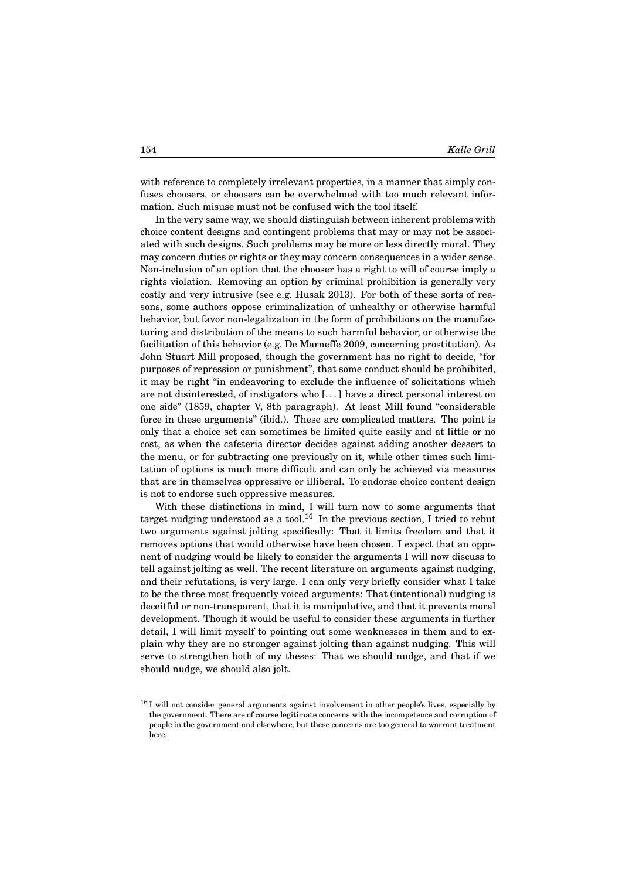with reference to completely irrelevant properties, in a manner that simply confuses choosers, or choosers can be overwhelmed with too much relevant information. Such misuse must not be confused with the tool itself.

In the very same way, we should distinguish between inherent problems with choice content designs and contingent problems that may or may not be associated with such designs. Such problems may be more or less directly moral. They may concern duties or rights or they may concern consequences in a wider sense. Non-inclusion of an option that the chooser has a right to will of course imply a rights violation. Removing an option by criminal prohibition is generally very costly and very intrusive (see e.g. Husak 2013). For both of these sorts of reasons, some authors oppose criminalization of unhealthy or otherwise harmful behavior, but favor non-legalization in the form of prohibitions on the manufacturing and distribution of the means to such harmful behavior, or otherwise the facilitation of this behavior (e.g. De Marneffe 2009, concerning prostitution). As John Stuart Mill proposed, though the government has no right to decide, "for purposes of repression or punishment", that some conduct should be prohibited, it may be right "in endeavoring to exclude the influence of solicitations which are not disinterested, of instigators who [. . . ] have a direct personal interest on one side" (1859, chapter V, 8th paragraph). At least Mill found "considerable force in these arguments" (ibid.). These are complicated matters. The point is only that a choice set can sometimes be limited quite easily and at little or no cost, as when the cafeteria director decides against adding another dessert to the menu, or for subtracting one previously on it, while other times such limitation of options is much more difficult and can only be achieved via measures that are in themselves oppressive or illiberal. To endorse choice content design is not to endorse such oppressive measures.

With these distinctions in mind, I will turn now to some arguments that target nudging understood as a tool.[16] In the previous section, I tried to rebut two arguments against jolting specifically: That it limits freedom and that it removes options that would otherwise have been chosen. I expect that an opponent of nudging would be likely to consider the arguments I will now discuss to tell against jolting as well. The recent literature on arguments against nudging, and their refutations, is very large. I can only very briefly consider what I take to be the three most frequently voiced arguments: That (intentional) nudging is deceitful or non-transparent, that it is manipulative, and that it prevents moral development. Though it would be useful to consider these arguments in further detail, I will limit myself to pointing out some weaknesses in them and to explain why they are no stronger against jolting than against nudging. This will serve to strengthen both of my theses: That we should nudge, and that if we should nudge, we should also jolt.

[16] I will not consider general arguments against involvement in other people's lives, especially by the government. There are of course legitimate concerns with the incompetence and corruption of people in the government and elsewhere, but these concerns are too general to warrant treatment here.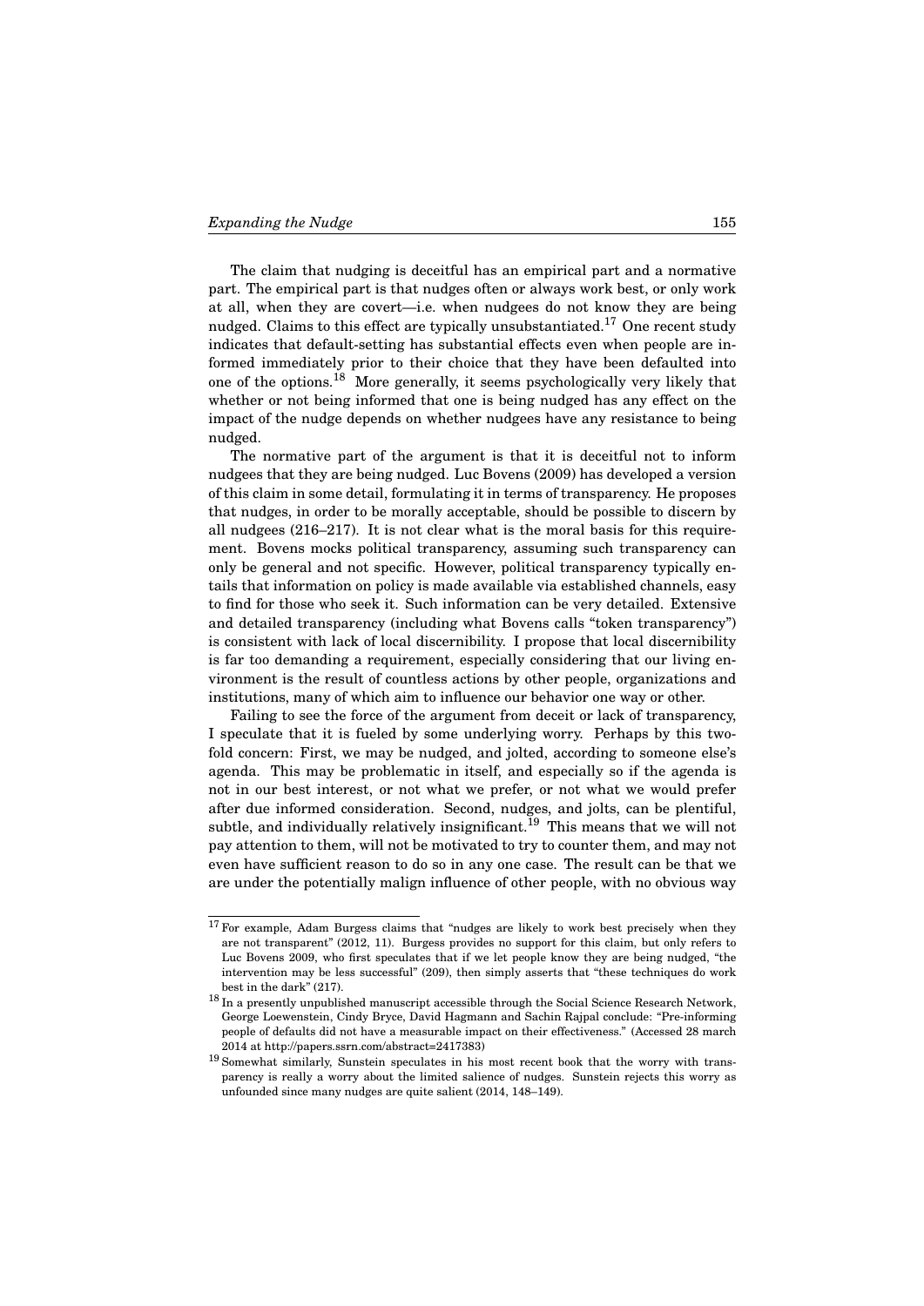The claim that nudging is deceitful has an empirical part and a normative part. The empirical part is that nudges often or always work best, or only work at all, when they are covert—i.e. when nudgees do not know they are being nudged. Claims to this effect are typically unsubstantiated.[17] One recent study indicates that default-setting has substantial effects even when people are informed immediately prior to their choice that they have been defaulted into one of the options.[18] More generally, it seems psychologically very likely that whether or not being informed that one is being nudged has any effect on the impact of the nudge depends on whether nudgees have any resistance to being nudged.

The normative part of the argument is that it is deceitful not to inform nudgees that they are being nudged. Luc Bovens (2009) has developed a version of this claim in some detail, formulating it in terms of transparency. He proposes that nudges, in order to be morally acceptable, should be possible to discern by all nudgees (216–217). It is not clear what is the moral basis for this requirement. Bovens mocks political transparency, assuming such transparency can only be general and not specific. However, political transparency typically entails that information on policy is made available via established channels, easy to find for those who seek it. Such information can be very detailed. Extensive and detailed transparency (including what Bovens calls "token transparency") is consistent with lack of local discernibility. I propose that local discernibility is far too demanding a requirement, especially considering that our living environment is the result of countless actions by other people, organizations and institutions, many of which aim to influence our behavior one way or other.

Failing to see the force of the argument from deceit or lack of transparency, I speculate that it is fueled by some underlying worry. Perhaps by this twofold concern: First, we may be nudged, and jolted, according to someone else's agenda. This may be problematic in itself, and especially so if the agenda is not in our best interest, or not what we prefer, or not what we would prefer after due informed consideration. Second, nudges, and jolts, can be plentiful, subtle, and individually relatively insignificant.[19] This means that we will not pay attention to them, will not be motivated to try to counter them, and may not even have sufficient reason to do so in any one case. The result can be that we are under the potentially malign influence of other people, with no obvious way

---

[17] For example, Adam Burgess claims that "nudges are likely to work best precisely when they are not transparent" (2012, 11). Burgess provides no support for this claim, but only refers to Luc Bovens 2009, who first speculates that if we let people know they are being nudged, "the intervention may be less successful" (209), then simply asserts that "these techniques do work best in the dark" (217).

[18] In a presently unpublished manuscript accessible through the Social Science Research Network, George Loewenstein, Cindy Bryce, David Hagmann and Sachin Rajpal conclude: "Pre-informing people of defaults did not have a measurable impact on their effectiveness." (Accessed 28 march 2014 at http://papers.ssrn.com/abstract=2417383)

[19] Somewhat similarly, Sunstein speculates in his most recent book that the worry with transparency is really a worry about the limited salience of nudges. Sunstein rejects this worry as unfounded since many nudges are quite salient (2014, 148–149).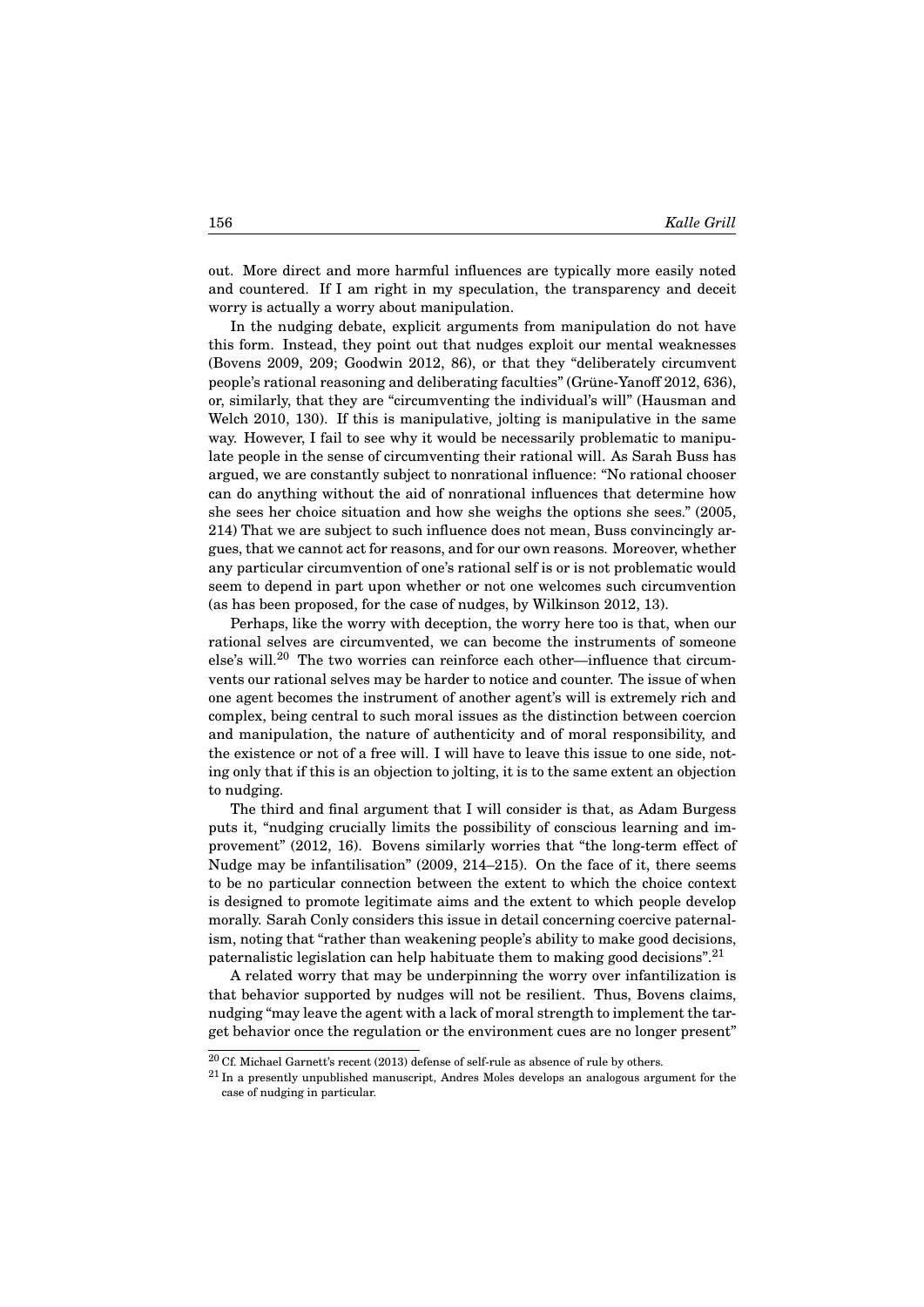out. More direct and more harmful influences are typically more easily noted and countered. If I am right in my speculation, the transparency and deceit worry is actually a worry about manipulation.

In the nudging debate, explicit arguments from manipulation do not have this form. Instead, they point out that nudges exploit our mental weaknesses (Bovens 2009, 209; Goodwin 2012, 86), or that they "deliberately circumvent people's rational reasoning and deliberating faculties" (Grüne-Yanoff 2012, 636), or, similarly, that they are "circumventing the individual's will" (Hausman and Welch 2010, 130). If this is manipulative, jolting is manipulative in the same way. However, I fail to see why it would be necessarily problematic to manipulate people in the sense of circumventing their rational will. As Sarah Buss has argued, we are constantly subject to nonrational influence: "No rational chooser can do anything without the aid of nonrational influences that determine how she sees her choice situation and how she weighs the options she sees." (2005, 214) That we are subject to such influence does not mean, Buss convincingly argues, that we cannot act for reasons, and for our own reasons. Moreover, whether any particular circumvention of one's rational self is or is not problematic would seem to depend in part upon whether or not one welcomes such circumvention (as has been proposed, for the case of nudges, by Wilkinson 2012, 13).

Perhaps, like the worry with deception, the worry here too is that, when our rational selves are circumvented, we can become the instruments of someone else's will.[20] The two worries can reinforce each other—influence that circumvents our rational selves may be harder to notice and counter. The issue of when one agent becomes the instrument of another agent's will is extremely rich and complex, being central to such moral issues as the distinction between coercion and manipulation, the nature of authenticity and of moral responsibility, and the existence or not of a free will. I will have to leave this issue to one side, noting only that if this is an objection to jolting, it is to the same extent an objection to nudging.

The third and final argument that I will consider is that, as Adam Burgess puts it, "nudging crucially limits the possibility of conscious learning and improvement" (2012, 16). Bovens similarly worries that "the long-term effect of Nudge may be infantilisation" (2009, 214–215). On the face of it, there seems to be no particular connection between the extent to which the choice context is designed to promote legitimate aims and the extent to which people develop morally. Sarah Conly considers this issue in detail concerning coercive paternalism, noting that "rather than weakening people's ability to make good decisions, paternalistic legislation can help habituate them to making good decisions".[21]

A related worry that may be underpinning the worry over infantilization is that behavior supported by nudges will not be resilient. Thus, Bovens claims, nudging "may leave the agent with a lack of moral strength to implement the target behavior once the regulation or the environment cues are no longer present"

[20] Cf. Michael Garnett's recent (2013) defense of self-rule as absence of rule by others.

[21] In a presently unpublished manuscript, Andres Moles develops an analogous argument for the case of nudging in particular.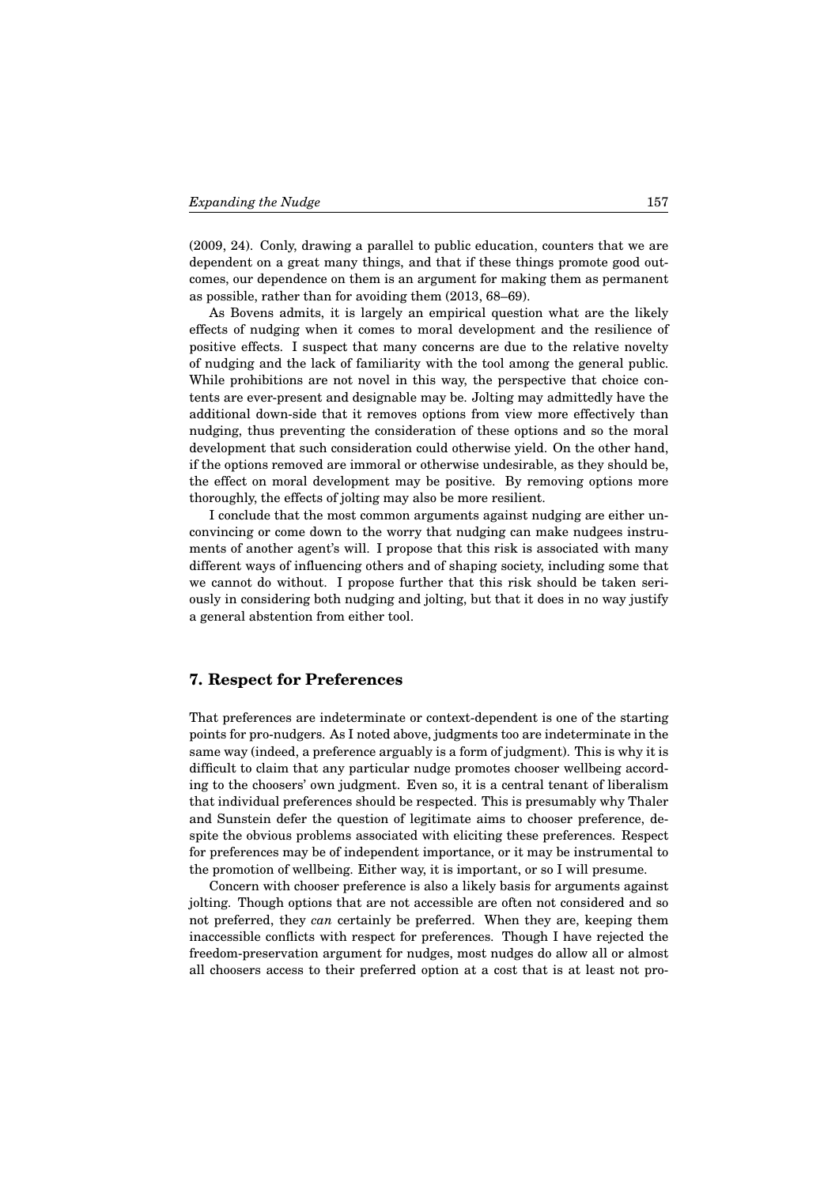(2009, 24). Conly, drawing a parallel to public education, counters that we are dependent on a great many things, and that if these things promote good outcomes, our dependence on them is an argument for making them as permanent as possible, rather than for avoiding them (2013, 68–69).

As Bovens admits, it is largely an empirical question what are the likely effects of nudging when it comes to moral development and the resilience of positive effects. I suspect that many concerns are due to the relative novelty of nudging and the lack of familiarity with the tool among the general public. While prohibitions are not novel in this way, the perspective that choice contents are ever-present and designable may be. Jolting may admittedly have the additional down-side that it removes options from view more effectively than nudging, thus preventing the consideration of these options and so the moral development that such consideration could otherwise yield. On the other hand, if the options removed are immoral or otherwise undesirable, as they should be, the effect on moral development may be positive. By removing options more thoroughly, the effects of jolting may also be more resilient.

I conclude that the most common arguments against nudging are either unconvincing or come down to the worry that nudging can make nudgees instruments of another agent's will. I propose that this risk is associated with many different ways of influencing others and of shaping society, including some that we cannot do without. I propose further that this risk should be taken seriously in considering both nudging and jolting, but that it does in no way justify a general abstention from either tool.

## 7. Respect for Preferences

That preferences are indeterminate or context-dependent is one of the starting points for pro-nudgers. As I noted above, judgments too are indeterminate in the same way (indeed, a preference arguably is a form of judgment). This is why it is difficult to claim that any particular nudge promotes chooser wellbeing according to the choosers' own judgment. Even so, it is a central tenant of liberalism that individual preferences should be respected. This is presumably why Thaler and Sunstein defer the question of legitimate aims to chooser preference, despite the obvious problems associated with eliciting these preferences. Respect for preferences may be of independent importance, or it may be instrumental to the promotion of wellbeing. Either way, it is important, or so I will presume.

Concern with chooser preference is also a likely basis for arguments against jolting. Though options that are not accessible are often not considered and so not preferred, they *can* certainly be preferred. When they are, keeping them inaccessible conflicts with respect for preferences. Though I have rejected the freedom-preservation argument for nudges, most nudges do allow all or almost all choosers access to their preferred option at a cost that is at least not pro-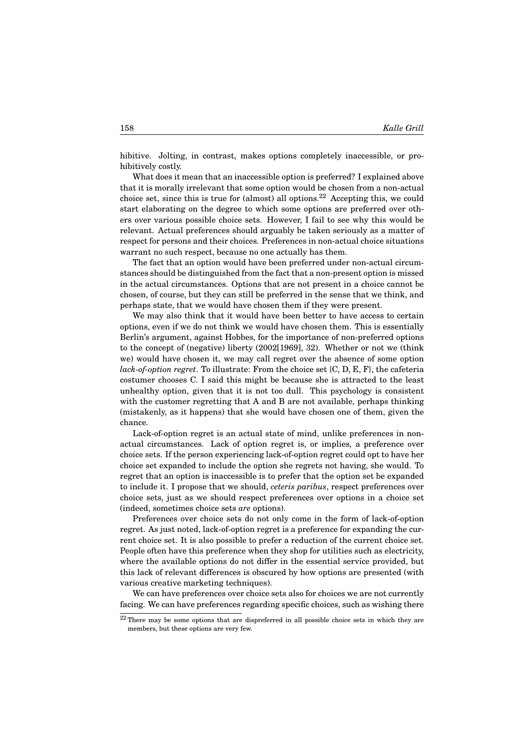hibitive. Jolting, in contrast, makes options completely inaccessible, or prohibitively costly.

What does it mean that an inaccessible option is preferred? I explained above that it is morally irrelevant that some option would be chosen from a non-actual choice set, since this is true for (almost) all options.[22] Accepting this, we could start elaborating on the degree to which some options are preferred over others over various possible choice sets. However, I fail to see why this would be relevant. Actual preferences should arguably be taken seriously as a matter of respect for persons and their choices. Preferences in non-actual choice situations warrant no such respect, because no one actually has them.

The fact that an option would have been preferred under non-actual circumstances should be distinguished from the fact that a non-present option is missed in the actual circumstances. Options that are not present in a choice cannot be chosen, of course, but they can still be preferred in the sense that we think, and perhaps state, that we would have chosen them if they were present.

We may also think that it would have been better to have access to certain options, even if we do not think we would have chosen them. This is essentially Berlin's argument, against Hobbes, for the importance of non-preferred options to the concept of (negative) liberty (2002[1969], 32). Whether or not we (think we) would have chosen it, we may call regret over the absence of some option *lack-of-option regret*. To illustrate: From the choice set {C, D, E, F}, the cafeteria costumer chooses C. I said this might be because she is attracted to the least unhealthy option, given that it is not too dull. This psychology is consistent with the customer regretting that A and B are not available, perhaps thinking (mistakenly, as it happens) that she would have chosen one of them, given the chance.

Lack-of-option regret is an actual state of mind, unlike preferences in non-actual circumstances. Lack of option regret is, or implies, a preference over choice sets. If the person experiencing lack-of-option regret could opt to have her choice set expanded to include the option she regrets not having, she would. To regret that an option is inaccessible is to prefer that the option set be expanded to include it. I propose that we should, *ceteris paribus*, respect preferences over choice sets, just as we should respect preferences over options in a choice set (indeed, sometimes choice sets *are* options).

Preferences over choice sets do not only come in the form of lack-of-option regret. As just noted, lack-of-option regret is a preference for expanding the current choice set. It is also possible to prefer a reduction of the current choice set. People often have this preference when they shop for utilities such as electricity, where the available options do not differ in the essential service provided, but this lack of relevant differences is obscured by how options are presented (with various creative marketing techniques).

We can have preferences over choice sets also for choices we are not currently facing. We can have preferences regarding specific choices, such as wishing there

[22] There may be some options that are dispreferred in all possible choice sets in which they are members, but these options are very few.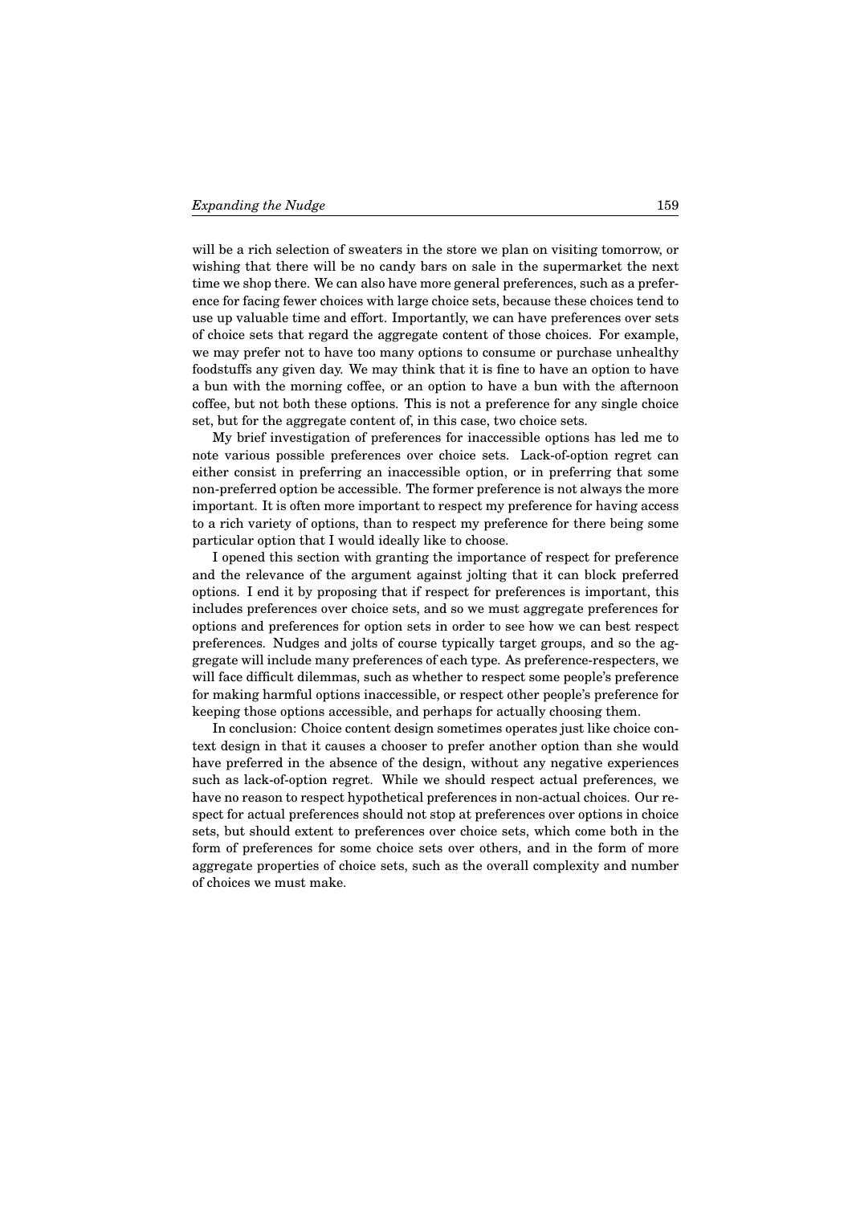will be a rich selection of sweaters in the store we plan on visiting tomorrow, or wishing that there will be no candy bars on sale in the supermarket the next time we shop there. We can also have more general preferences, such as a preference for facing fewer choices with large choice sets, because these choices tend to use up valuable time and effort. Importantly, we can have preferences over sets of choice sets that regard the aggregate content of those choices. For example, we may prefer not to have too many options to consume or purchase unhealthy foodstuffs any given day. We may think that it is fine to have an option to have a bun with the morning coffee, or an option to have a bun with the afternoon coffee, but not both these options. This is not a preference for any single choice set, but for the aggregate content of, in this case, two choice sets.

My brief investigation of preferences for inaccessible options has led me to note various possible preferences over choice sets. Lack-of-option regret can either consist in preferring an inaccessible option, or in preferring that some non-preferred option be accessible. The former preference is not always the more important. It is often more important to respect my preference for having access to a rich variety of options, than to respect my preference for there being some particular option that I would ideally like to choose.

I opened this section with granting the importance of respect for preference and the relevance of the argument against jolting that it can block preferred options. I end it by proposing that if respect for preferences is important, this includes preferences over choice sets, and so we must aggregate preferences for options and preferences for option sets in order to see how we can best respect preferences. Nudges and jolts of course typically target groups, and so the aggregate will include many preferences of each type. As preference-respecters, we will face difficult dilemmas, such as whether to respect some people's preference for making harmful options inaccessible, or respect other people's preference for keeping those options accessible, and perhaps for actually choosing them.

In conclusion: Choice content design sometimes operates just like choice context design in that it causes a chooser to prefer another option than she would have preferred in the absence of the design, without any negative experiences such as lack-of-option regret. While we should respect actual preferences, we have no reason to respect hypothetical preferences in non-actual choices. Our respect for actual preferences should not stop at preferences over options in choice sets, but should extent to preferences over choice sets, which come both in the form of preferences for some choice sets over others, and in the form of more aggregate properties of choice sets, such as the overall complexity and number of choices we must make.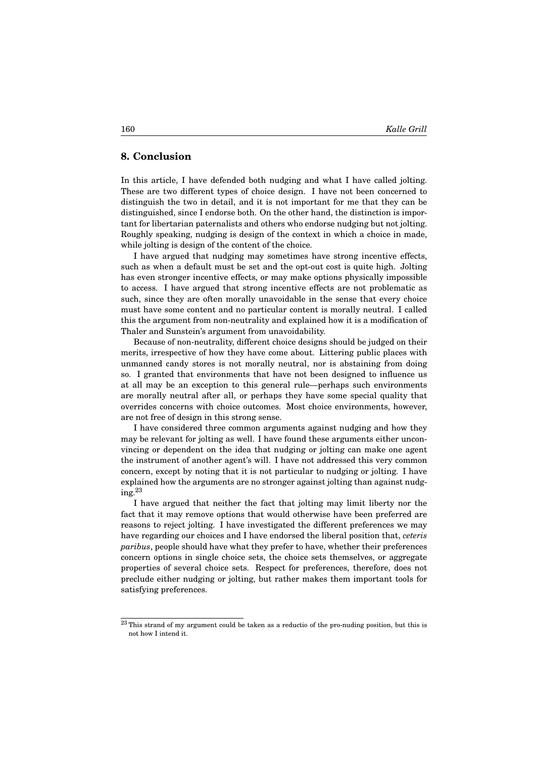## 8. Conclusion

In this article, I have defended both nudging and what I have called jolting. These are two different types of choice design. I have not been concerned to distinguish the two in detail, and it is not important for me that they can be distinguished, since I endorse both. On the other hand, the distinction is important for libertarian paternalists and others who endorse nudging but not jolting. Roughly speaking, nudging is design of the context in which a choice in made, while jolting is design of the content of the choice.

I have argued that nudging may sometimes have strong incentive effects, such as when a default must be set and the opt-out cost is quite high. Jolting has even stronger incentive effects, or may make options physically impossible to access. I have argued that strong incentive effects are not problematic as such, since they are often morally unavoidable in the sense that every choice must have some content and no particular content is morally neutral. I called this the argument from non-neutrality and explained how it is a modification of Thaler and Sunstein's argument from unavoidability.

Because of non-neutrality, different choice designs should be judged on their merits, irrespective of how they have come about. Littering public places with unmanned candy stores is not morally neutral, nor is abstaining from doing so. I granted that environments that have not been designed to influence us at all may be an exception to this general rule—perhaps such environments are morally neutral after all, or perhaps they have some special quality that overrides concerns with choice outcomes. Most choice environments, however, are not free of design in this strong sense.

I have considered three common arguments against nudging and how they may be relevant for jolting as well. I have found these arguments either unconvincing or dependent on the idea that nudging or jolting can make one agent the instrument of another agent's will. I have not addressed this very common concern, except by noting that it is not particular to nudging or jolting. I have explained how the arguments are no stronger against jolting than against nudging.[23]

I have argued that neither the fact that jolting may limit liberty nor the fact that it may remove options that would otherwise have been preferred are reasons to reject jolting. I have investigated the different preferences we may have regarding our choices and I have endorsed the liberal position that, *ceteris paribus*, people should have what they prefer to have, whether their preferences concern options in single choice sets, the choice sets themselves, or aggregate properties of several choice sets. Respect for preferences, therefore, does not preclude either nudging or jolting, but rather makes them important tools for satisfying preferences.

[23] This strand of my argument could be taken as a reductio of the pro-nuding position, but this is not how I intend it.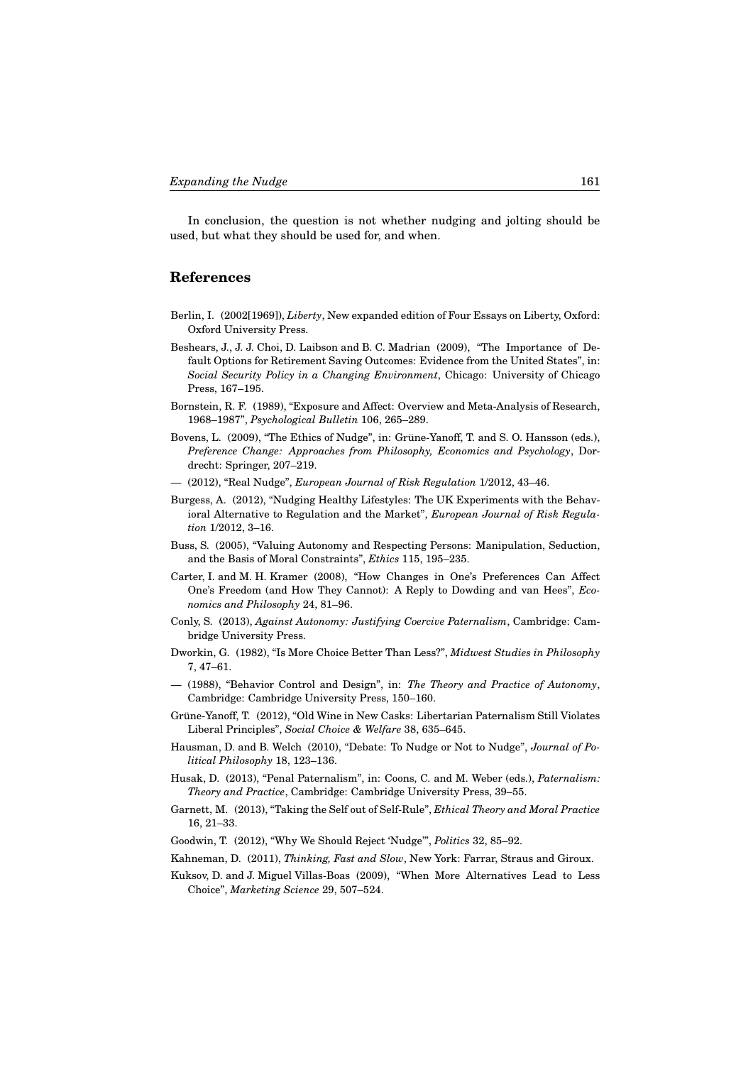In conclusion, the question is not whether nudging and jolting should be used, but what they should be used for, and when.

## References

Berlin, I. (2002[1969]), *Liberty*, New expanded edition of Four Essays on Liberty, Oxford: Oxford University Press.

Beshears, J., J. J. Choi, D. Laibson and B. C. Madrian (2009), "The Importance of Default Options for Retirement Saving Outcomes: Evidence from the United States", in: *Social Security Policy in a Changing Environment*, Chicago: University of Chicago Press, 167–195.

Bornstein, R. F. (1989), "Exposure and Affect: Overview and Meta-Analysis of Research, 1968–1987", *Psychological Bulletin* 106, 265–289.

Bovens, L. (2009), "The Ethics of Nudge", in: Grüne-Yanoff, T. and S. O. Hansson (eds.), *Preference Change: Approaches from Philosophy, Economics and Psychology*, Dordrecht: Springer, 207–219.

— (2012), "Real Nudge", *European Journal of Risk Regulation* 1/2012, 43–46.

Burgess, A. (2012), "Nudging Healthy Lifestyles: The UK Experiments with the Behavioral Alternative to Regulation and the Market", *European Journal of Risk Regulation* 1/2012, 3–16.

Buss, S. (2005), "Valuing Autonomy and Respecting Persons: Manipulation, Seduction, and the Basis of Moral Constraints", *Ethics* 115, 195–235.

Carter, I. and M. H. Kramer (2008), "How Changes in One's Preferences Can Affect One's Freedom (and How They Cannot): A Reply to Dowding and van Hees", *Economics and Philosophy* 24, 81–96.

Conly, S. (2013), *Against Autonomy: Justifying Coercive Paternalism*, Cambridge: Cambridge University Press.

Dworkin, G. (1982), "Is More Choice Better Than Less?", *Midwest Studies in Philosophy* 7, 47–61.

— (1988), "Behavior Control and Design", in: *The Theory and Practice of Autonomy*, Cambridge: Cambridge University Press, 150–160.

Grüne-Yanoff, T. (2012), "Old Wine in New Casks: Libertarian Paternalism Still Violates Liberal Principles", *Social Choice & Welfare* 38, 635–645.

Hausman, D. and B. Welch (2010), "Debate: To Nudge or Not to Nudge", *Journal of Political Philosophy* 18, 123–136.

Husak, D. (2013), "Penal Paternalism", in: Coons, C. and M. Weber (eds.), *Paternalism: Theory and Practice*, Cambridge: Cambridge University Press, 39–55.

Garnett, M. (2013), "Taking the Self out of Self-Rule", *Ethical Theory and Moral Practice* 16, 21–33.

Goodwin, T. (2012), "Why We Should Reject 'Nudge'", *Politics* 32, 85–92.

Kahneman, D. (2011), *Thinking, Fast and Slow*, New York: Farrar, Straus and Giroux.

Kuksov, D. and J. Miguel Villas-Boas (2009), "When More Alternatives Lead to Less Choice", *Marketing Science* 29, 507–524.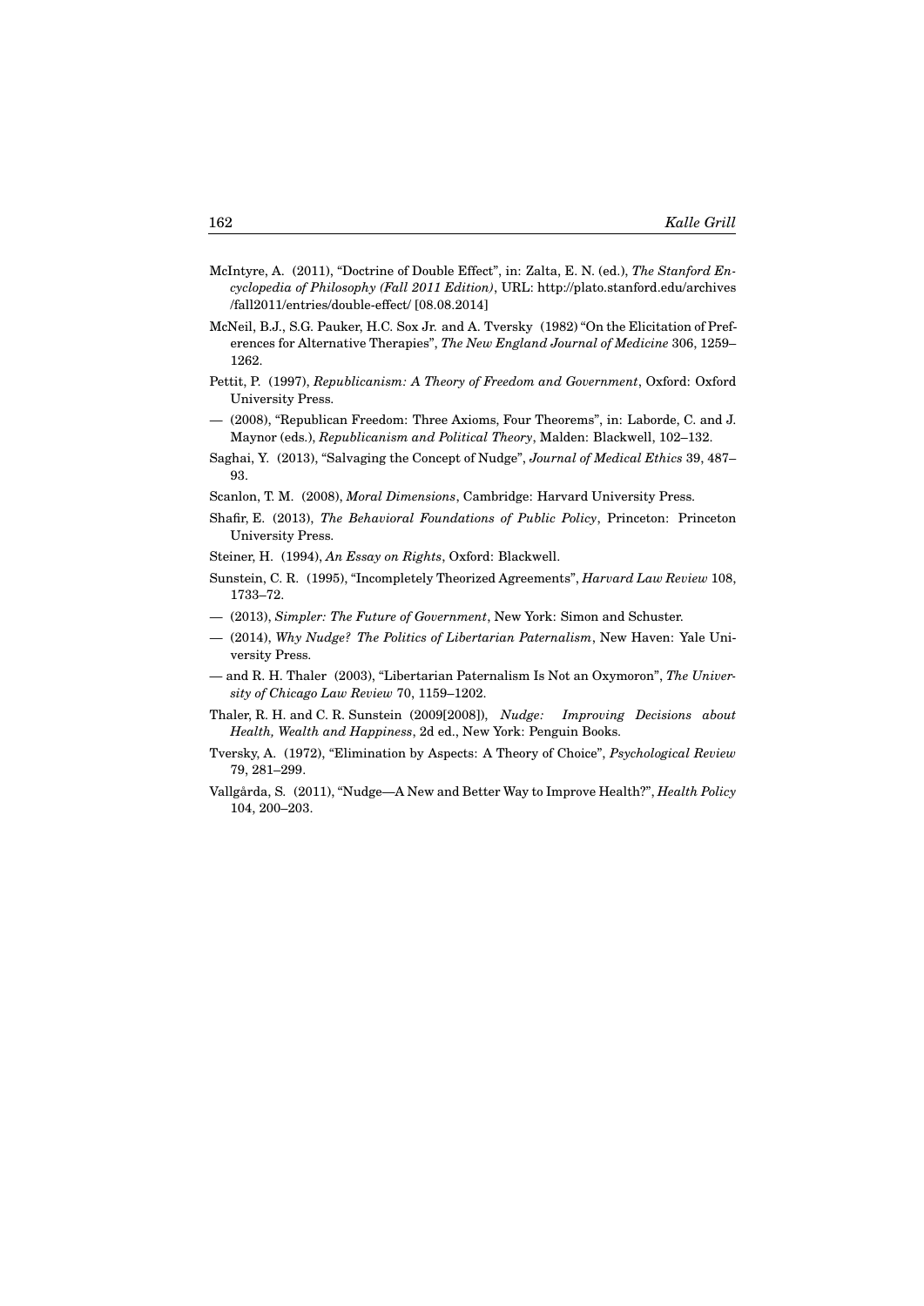McIntyre, A. (2011), "Doctrine of Double Effect", in: Zalta, E. N. (ed.), *The Stanford Encyclopedia of Philosophy (Fall 2011 Edition)*, URL: http://plato.stanford.edu/archives/fall2011/entries/double-effect/ [08.08.2014]

McNeil, B.J., S.G. Pauker, H.C. Sox Jr. and A. Tversky (1982) "On the Elicitation of Preferences for Alternative Therapies", *The New England Journal of Medicine* 306, 1259–1262.

Pettit, P. (1997), *Republicanism: A Theory of Freedom and Government*, Oxford: Oxford University Press.

— (2008), "Republican Freedom: Three Axioms, Four Theorems", in: Laborde, C. and J. Maynor (eds.), *Republicanism and Political Theory*, Malden: Blackwell, 102–132.

Saghai, Y. (2013), "Salvaging the Concept of Nudge", *Journal of Medical Ethics* 39, 487–93.

Scanlon, T. M. (2008), *Moral Dimensions*, Cambridge: Harvard University Press.

Shafir, E. (2013), *The Behavioral Foundations of Public Policy*, Princeton: Princeton University Press.

Steiner, H. (1994), *An Essay on Rights*, Oxford: Blackwell.

Sunstein, C. R. (1995), "Incompletely Theorized Agreements", *Harvard Law Review* 108, 1733–72.

— (2013), *Simpler: The Future of Government*, New York: Simon and Schuster.

— (2014), *Why Nudge? The Politics of Libertarian Paternalism*, New Haven: Yale University Press.

— and R. H. Thaler (2003), "Libertarian Paternalism Is Not an Oxymoron", *The University of Chicago Law Review* 70, 1159–1202.

Thaler, R. H. and C. R. Sunstein (2009[2008]), *Nudge: Improving Decisions about Health, Wealth and Happiness*, 2d ed., New York: Penguin Books.

Tversky, A. (1972), "Elimination by Aspects: A Theory of Choice", *Psychological Review* 79, 281–299.

Vallgårda, S. (2011), "Nudge—A New and Better Way to Improve Health?", *Health Policy* 104, 200–203.